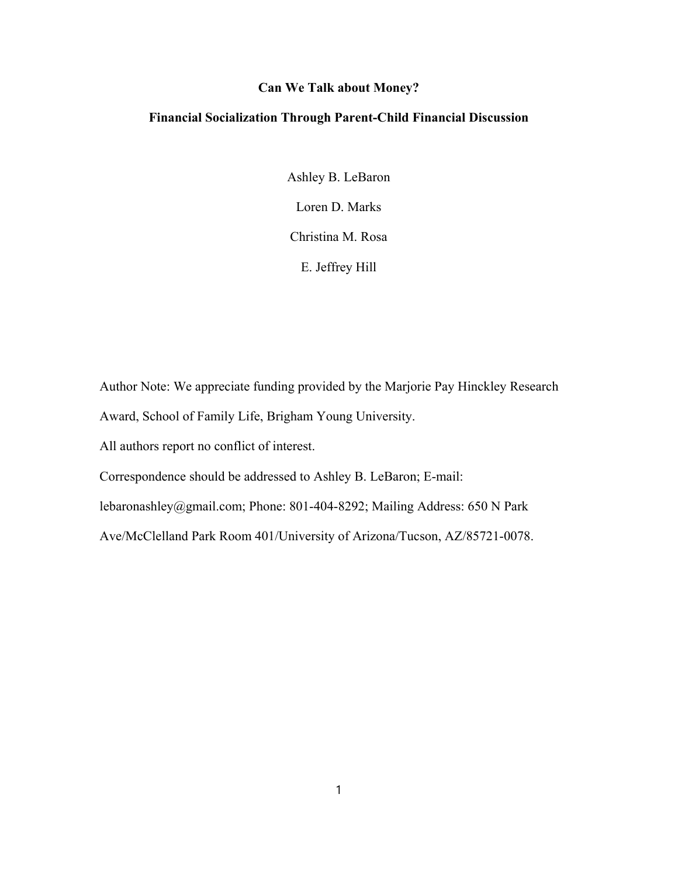# Can We Talk about Money?

## Financial Socialization Through Parent-Child Financial Discussion

Ashley B. LeBaron

Loren D. Marks

Christina M. Rosa

E. Jeffrey Hill

Author Note: We appreciate funding provided by the Marjorie Pay Hinckley Research Award, School of Family Life, Brigham Young University.

All authors report no conflict of interest.

Correspondence should be addressed to Ashley B. LeBaron; E-mail: lebaronashley@gmail.com; Phone: 801-404-8292; Mailing Address: 650 N Park Ave/McClelland Park Room 401/University of Arizona/Tucson, AZ/85721-0078.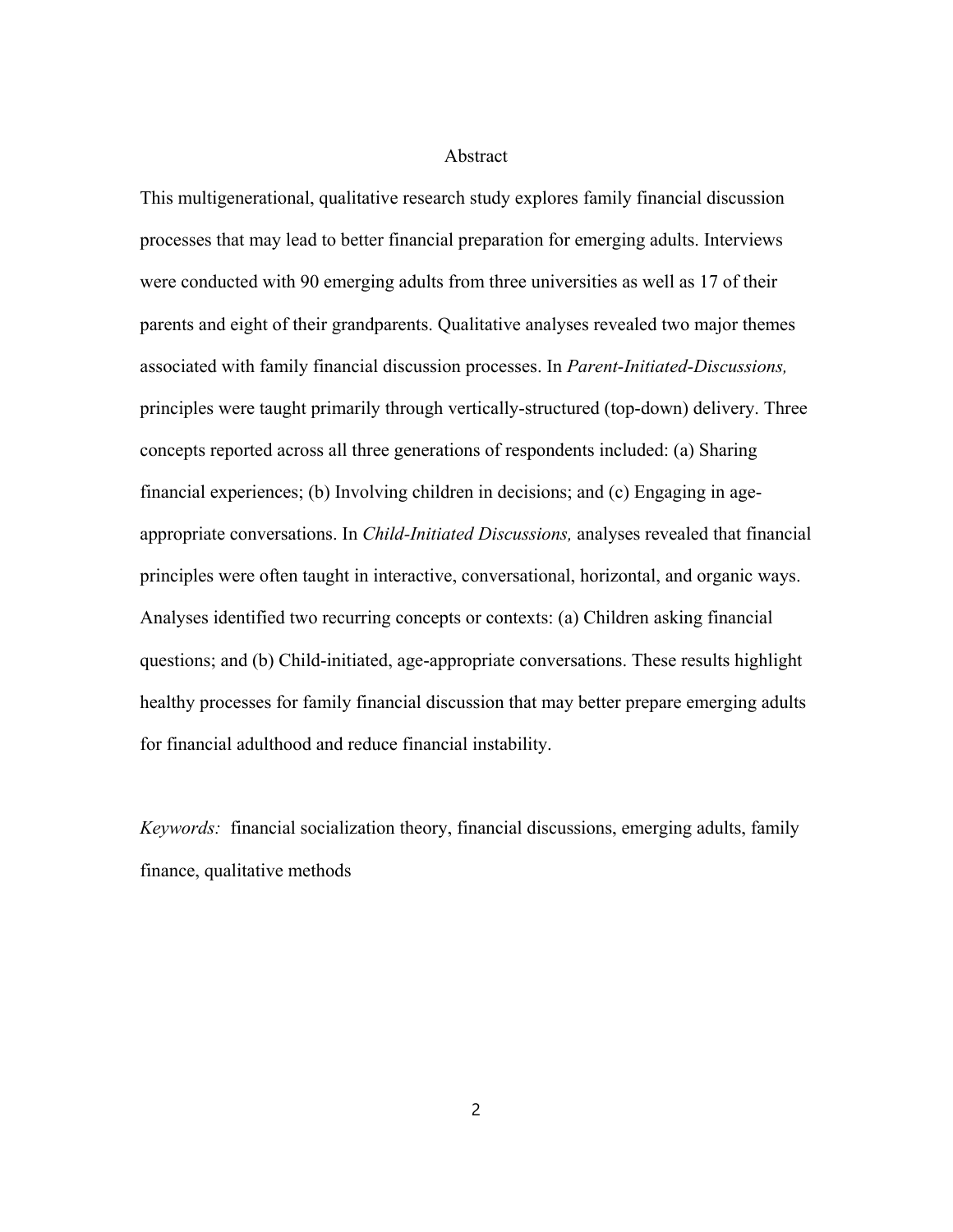# Abstract

This multigenerational, qualitative research study explores family financial discussion processes that may lead to better financial preparation for emerging adults. Interviews were conducted with 90 emerging adults from three universities as well as 17 of their parents and eight of their grandparents. Qualitative analyses revealed two major themes associated with family financial discussion processes. In *Parent-Initiated-Discussions,* principles were taught primarily through vertically-structured (top-down) delivery. Three concepts reported across all three generations of respondents included: (a) Sharing financial experiences; (b) Involving children in decisions; and (c) Engaging in age-appropriate conversations. In *Child-Initiated Discussions,* analyses revealed that financial principles were often taught in interactive, conversational, horizontal, and organic ways. Analyses identified two recurring concepts or contexts: (a) Children asking financial questions; and (b) Child-initiated, age-appropriate conversations. These results highlight healthy processes for family financial discussion that may better prepare emerging adults for financial adulthood and reduce financial instability.

*Keywords:* financial socialization theory, financial discussions, emerging adults, family finance, qualitative methods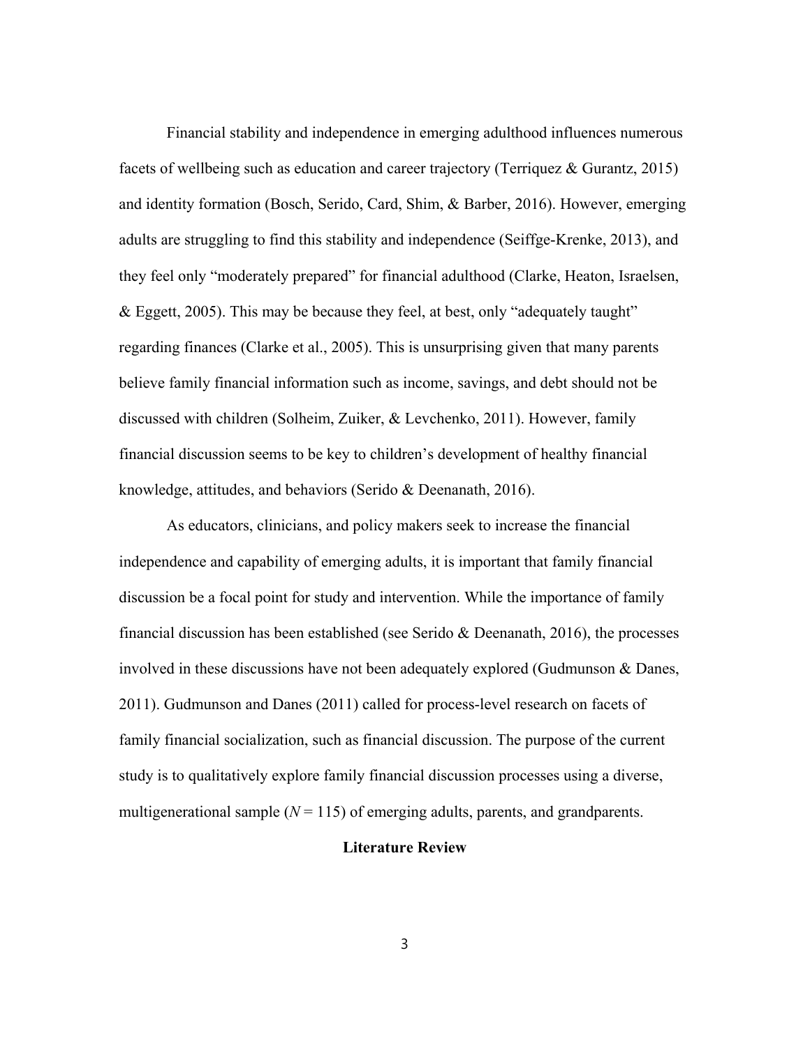Financial stability and independence in emerging adulthood influences numerous facets of wellbeing such as education and career trajectory (Terriquez & Gurantz, 2015) and identity formation (Bosch, Serido, Card, Shim, & Barber, 2016). However, emerging adults are struggling to find this stability and independence (Seiffge-Krenke, 2013), and they feel only "moderately prepared" for financial adulthood (Clarke, Heaton, Israelsen, & Eggett, 2005). This may be because they feel, at best, only "adequately taught" regarding finances (Clarke et al., 2005). This is unsurprising given that many parents believe family financial information such as income, savings, and debt should not be discussed with children (Solheim, Zuiker, & Levchenko, 2011). However, family financial discussion seems to be key to children's development of healthy financial knowledge, attitudes, and behaviors (Serido & Deenanath, 2016).

As educators, clinicians, and policy makers seek to increase the financial independence and capability of emerging adults, it is important that family financial discussion be a focal point for study and intervention. While the importance of family financial discussion has been established (see Serido & Deenanath, 2016), the processes involved in these discussions have not been adequately explored (Gudmunson & Danes, 2011). Gudmunson and Danes (2011) called for process-level research on facets of family financial socialization, such as financial discussion. The purpose of the current study is to qualitatively explore family financial discussion processes using a diverse, multigenerational sample (*N* = 115) of emerging adults, parents, and grandparents.

## Literature Review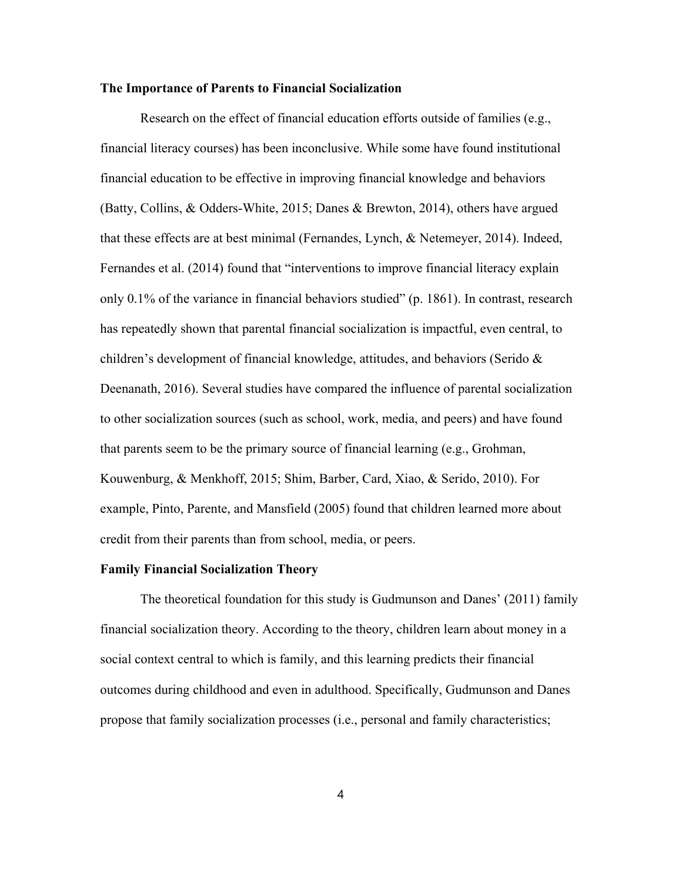**The Importance of Parents to Financial Socialization**

Research on the effect of financial education efforts outside of families (e.g., financial literacy courses) has been inconclusive. While some have found institutional financial education to be effective in improving financial knowledge and behaviors (Batty, Collins, & Odders-White, 2015; Danes & Brewton, 2014), others have argued that these effects are at best minimal (Fernandes, Lynch, & Netemeyer, 2014). Indeed, Fernandes et al. (2014) found that "interventions to improve financial literacy explain only 0.1% of the variance in financial behaviors studied" (p. 1861). In contrast, research has repeatedly shown that parental financial socialization is impactful, even central, to children's development of financial knowledge, attitudes, and behaviors (Serido & Deenanath, 2016). Several studies have compared the influence of parental socialization to other socialization sources (such as school, work, media, and peers) and have found that parents seem to be the primary source of financial learning (e.g., Grohman, Kouwenburg, & Menkhoff, 2015; Shim, Barber, Card, Xiao, & Serido, 2010). For example, Pinto, Parente, and Mansfield (2005) found that children learned more about credit from their parents than from school, media, or peers.

**Family Financial Socialization Theory**

The theoretical foundation for this study is Gudmunson and Danes' (2011) family financial socialization theory. According to the theory, children learn about money in a social context central to which is family, and this learning predicts their financial outcomes during childhood and even in adulthood. Specifically, Gudmunson and Danes propose that family socialization processes (i.e., personal and family characteristics;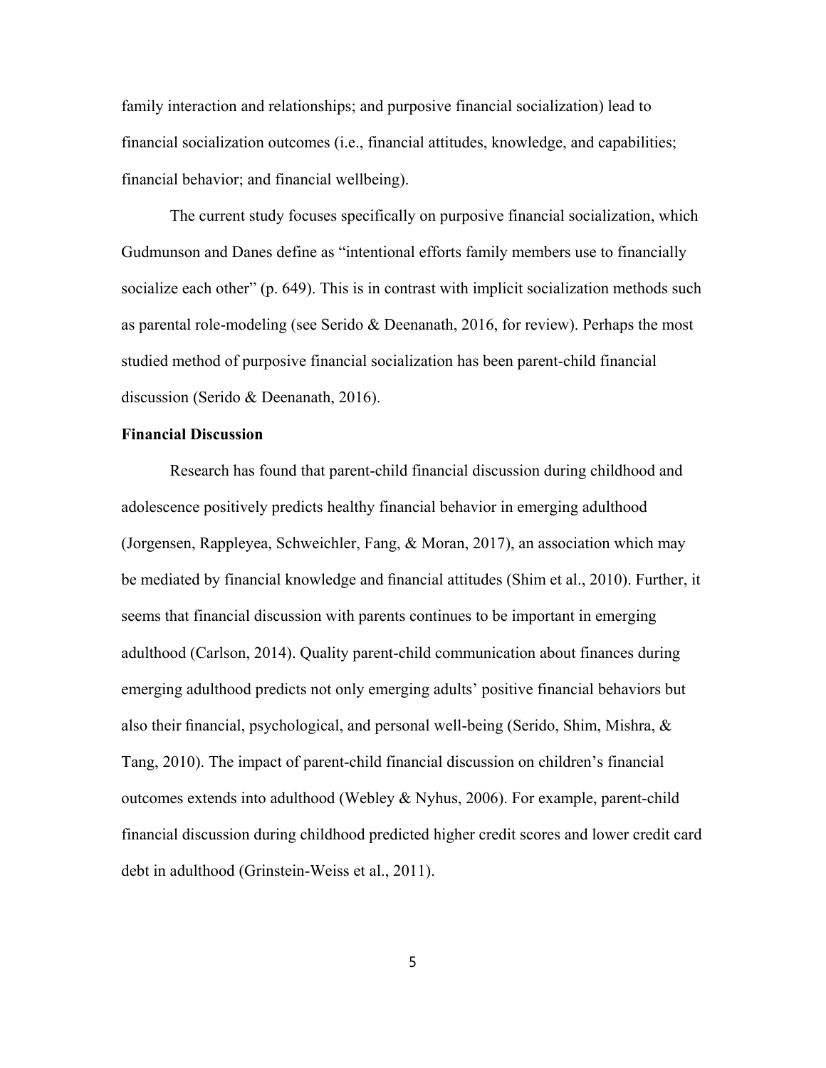family interaction and relationships; and purposive financial socialization) lead to financial socialization outcomes (i.e., financial attitudes, knowledge, and capabilities; financial behavior; and financial wellbeing).

The current study focuses specifically on purposive financial socialization, which Gudmunson and Danes define as "intentional efforts family members use to financially socialize each other" (p. 649). This is in contrast with implicit socialization methods such as parental role-modeling (see Serido & Deenanath, 2016, for review). Perhaps the most studied method of purposive financial socialization has been parent-child financial discussion (Serido & Deenanath, 2016).

**Financial Discussion**

Research has found that parent-child financial discussion during childhood and adolescence positively predicts healthy financial behavior in emerging adulthood (Jorgensen, Rappleyea, Schweichler, Fang, & Moran, 2017), an association which may be mediated by financial knowledge and financial attitudes (Shim et al., 2010). Further, it seems that financial discussion with parents continues to be important in emerging adulthood (Carlson, 2014). Quality parent-child communication about finances during emerging adulthood predicts not only emerging adults' positive financial behaviors but also their financial, psychological, and personal well-being (Serido, Shim, Mishra, & Tang, 2010). The impact of parent-child financial discussion on children's financial outcomes extends into adulthood (Webley & Nyhus, 2006). For example, parent-child financial discussion during childhood predicted higher credit scores and lower credit card debt in adulthood (Grinstein-Weiss et al., 2011).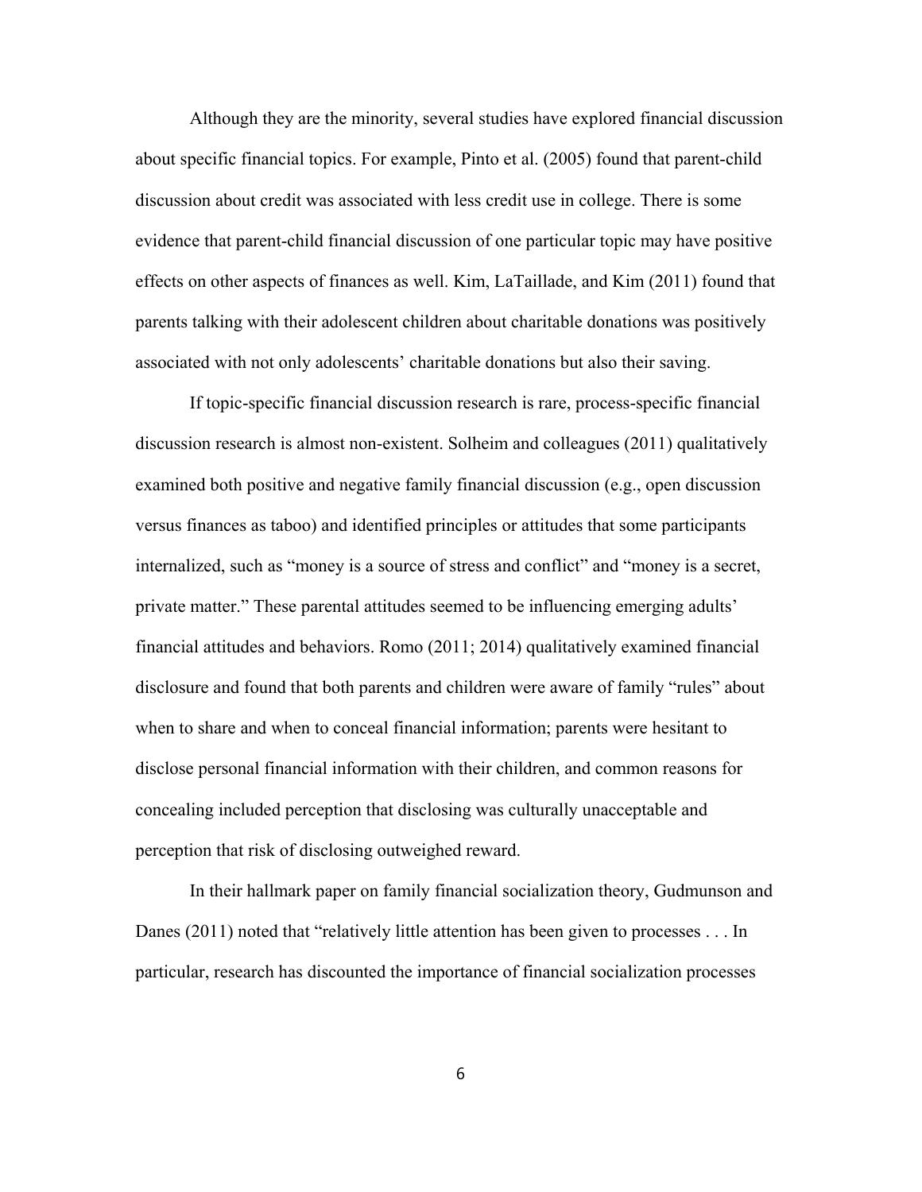Although they are the minority, several studies have explored financial discussion about specific financial topics. For example, Pinto et al. (2005) found that parent-child discussion about credit was associated with less credit use in college. There is some evidence that parent-child financial discussion of one particular topic may have positive effects on other aspects of finances as well. Kim, LaTaillade, and Kim (2011) found that parents talking with their adolescent children about charitable donations was positively associated with not only adolescents' charitable donations but also their saving.

If topic-specific financial discussion research is rare, process-specific financial discussion research is almost non-existent. Solheim and colleagues (2011) qualitatively examined both positive and negative family financial discussion (e.g., open discussion versus finances as taboo) and identified principles or attitudes that some participants internalized, such as "money is a source of stress and conflict" and "money is a secret, private matter." These parental attitudes seemed to be influencing emerging adults' financial attitudes and behaviors. Romo (2011; 2014) qualitatively examined financial disclosure and found that both parents and children were aware of family "rules" about when to share and when to conceal financial information; parents were hesitant to disclose personal financial information with their children, and common reasons for concealing included perception that disclosing was culturally unacceptable and perception that risk of disclosing outweighed reward.

In their hallmark paper on family financial socialization theory, Gudmunson and Danes (2011) noted that "relatively little attention has been given to processes . . . In particular, research has discounted the importance of financial socialization processes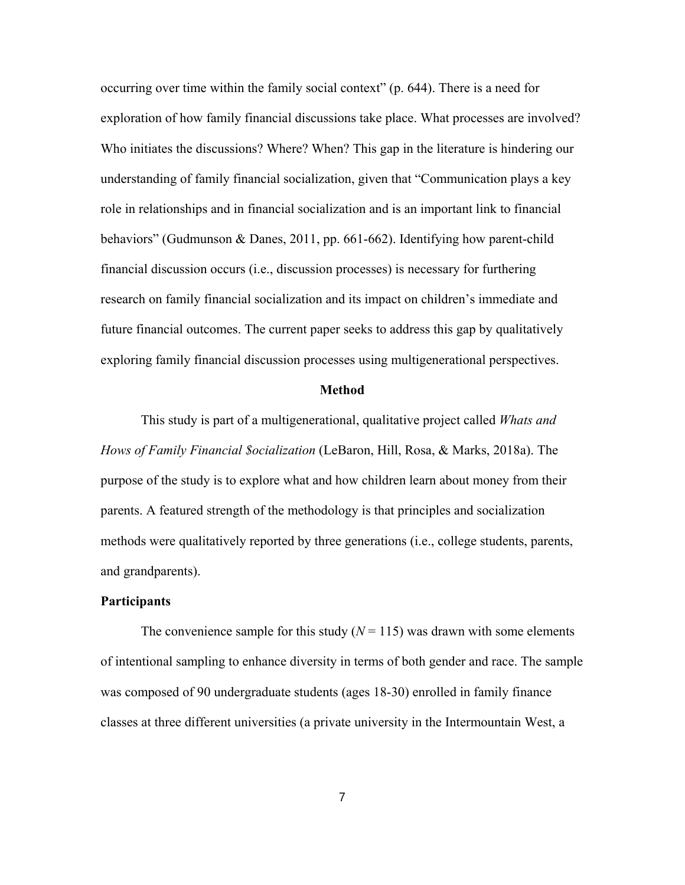occurring over time within the family social context" (p. 644). There is a need for exploration of how family financial discussions take place. What processes are involved? Who initiates the discussions? Where? When? This gap in the literature is hindering our understanding of family financial socialization, given that "Communication plays a key role in relationships and in financial socialization and is an important link to financial behaviors" (Gudmunson & Danes, 2011, pp. 661-662). Identifying how parent-child financial discussion occurs (i.e., discussion processes) is necessary for furthering research on family financial socialization and its impact on children's immediate and future financial outcomes. The current paper seeks to address this gap by qualitatively exploring family financial discussion processes using multigenerational perspectives.

## Method

This study is part of a multigenerational, qualitative project called *Whats and Hows of Family Financial $ocialization* (LeBaron, Hill, Rosa, & Marks, 2018a). The purpose of the study is to explore what and how children learn about money from their parents. A featured strength of the methodology is that principles and socialization methods were qualitatively reported by three generations (i.e., college students, parents, and grandparents).

### Participants

The convenience sample for this study ($N = 115$) was drawn with some elements of intentional sampling to enhance diversity in terms of both gender and race. The sample was composed of 90 undergraduate students (ages 18-30) enrolled in family finance classes at three different universities (a private university in the Intermountain West, a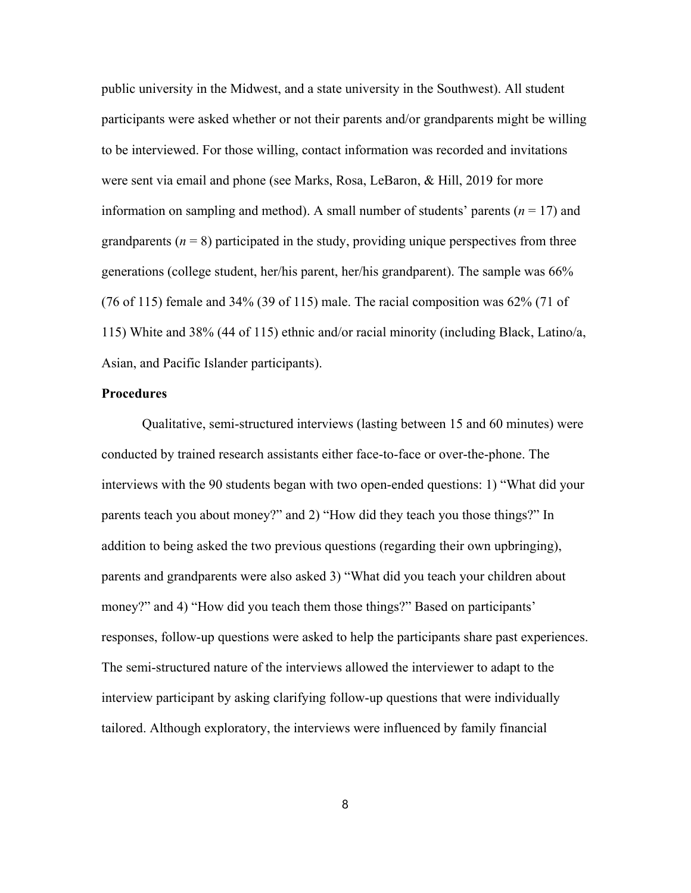public university in the Midwest, and a state university in the Southwest). All student participants were asked whether or not their parents and/or grandparents might be willing to be interviewed. For those willing, contact information was recorded and invitations were sent via email and phone (see Marks, Rosa, LeBaron, & Hill, 2019 for more information on sampling and method). A small number of students' parents (*n* = 17) and grandparents (*n* = 8) participated in the study, providing unique perspectives from three generations (college student, her/his parent, her/his grandparent). The sample was 66% (76 of 115) female and 34% (39 of 115) male. The racial composition was 62% (71 of 115) White and 38% (44 of 115) ethnic and/or racial minority (including Black, Latino/a, Asian, and Pacific Islander participants).

### Procedures

Qualitative, semi-structured interviews (lasting between 15 and 60 minutes) were conducted by trained research assistants either face-to-face or over-the-phone. The interviews with the 90 students began with two open-ended questions: 1) "What did your parents teach you about money?" and 2) "How did they teach you those things?" In addition to being asked the two previous questions (regarding their own upbringing), parents and grandparents were also asked 3) "What did you teach your children about money?" and 4) "How did you teach them those things?" Based on participants' responses, follow-up questions were asked to help the participants share past experiences. The semi-structured nature of the interviews allowed the interviewer to adapt to the interview participant by asking clarifying follow-up questions that were individually tailored. Although exploratory, the interviews were influenced by family financial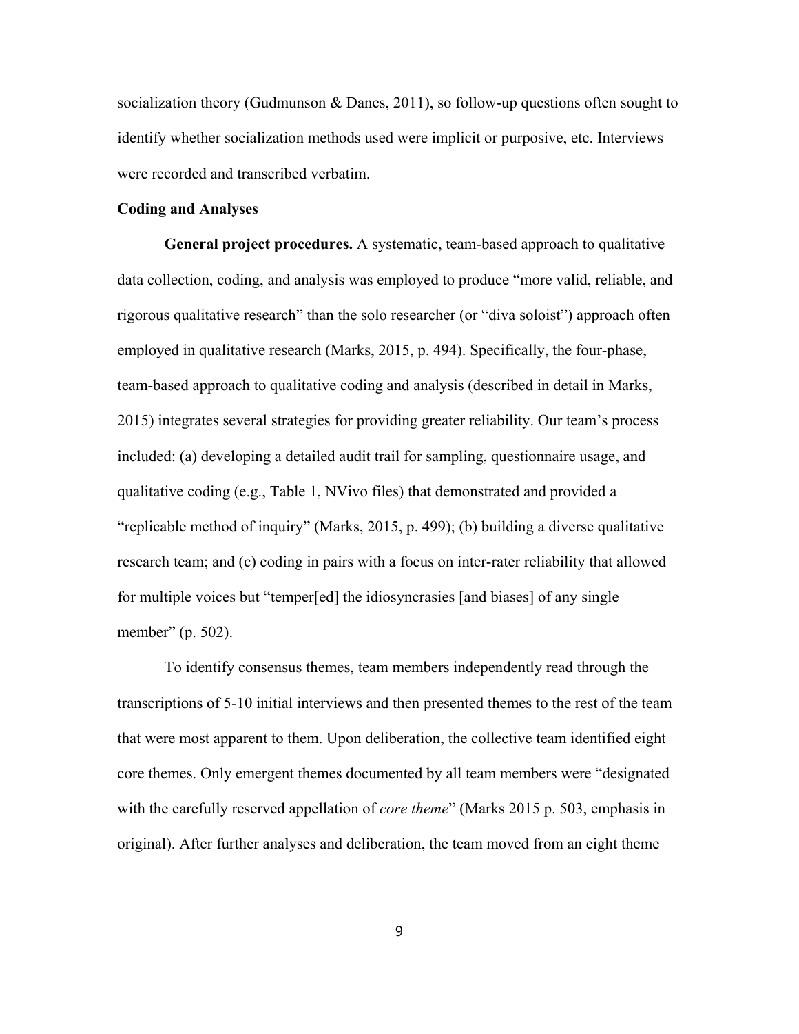socialization theory (Gudmunson & Danes, 2011), so follow-up questions often sought to identify whether socialization methods used were implicit or purposive, etc. Interviews were recorded and transcribed verbatim.

**Coding and Analyses**

**General project procedures.** A systematic, team-based approach to qualitative data collection, coding, and analysis was employed to produce "more valid, reliable, and rigorous qualitative research" than the solo researcher (or "diva soloist") approach often employed in qualitative research (Marks, 2015, p. 494). Specifically, the four-phase, team-based approach to qualitative coding and analysis (described in detail in Marks, 2015) integrates several strategies for providing greater reliability. Our team's process included: (a) developing a detailed audit trail for sampling, questionnaire usage, and qualitative coding (e.g., Table 1, NVivo files) that demonstrated and provided a "replicable method of inquiry" (Marks, 2015, p. 499); (b) building a diverse qualitative research team; and (c) coding in pairs with a focus on inter-rater reliability that allowed for multiple voices but "temper[ed] the idiosyncrasies [and biases] of any single member" (p. 502).

To identify consensus themes, team members independently read through the transcriptions of 5-10 initial interviews and then presented themes to the rest of the team that were most apparent to them. Upon deliberation, the collective team identified eight core themes. Only emergent themes documented by all team members were "designated with the carefully reserved appellation of *core theme*" (Marks 2015 p. 503, emphasis in original). After further analyses and deliberation, the team moved from an eight theme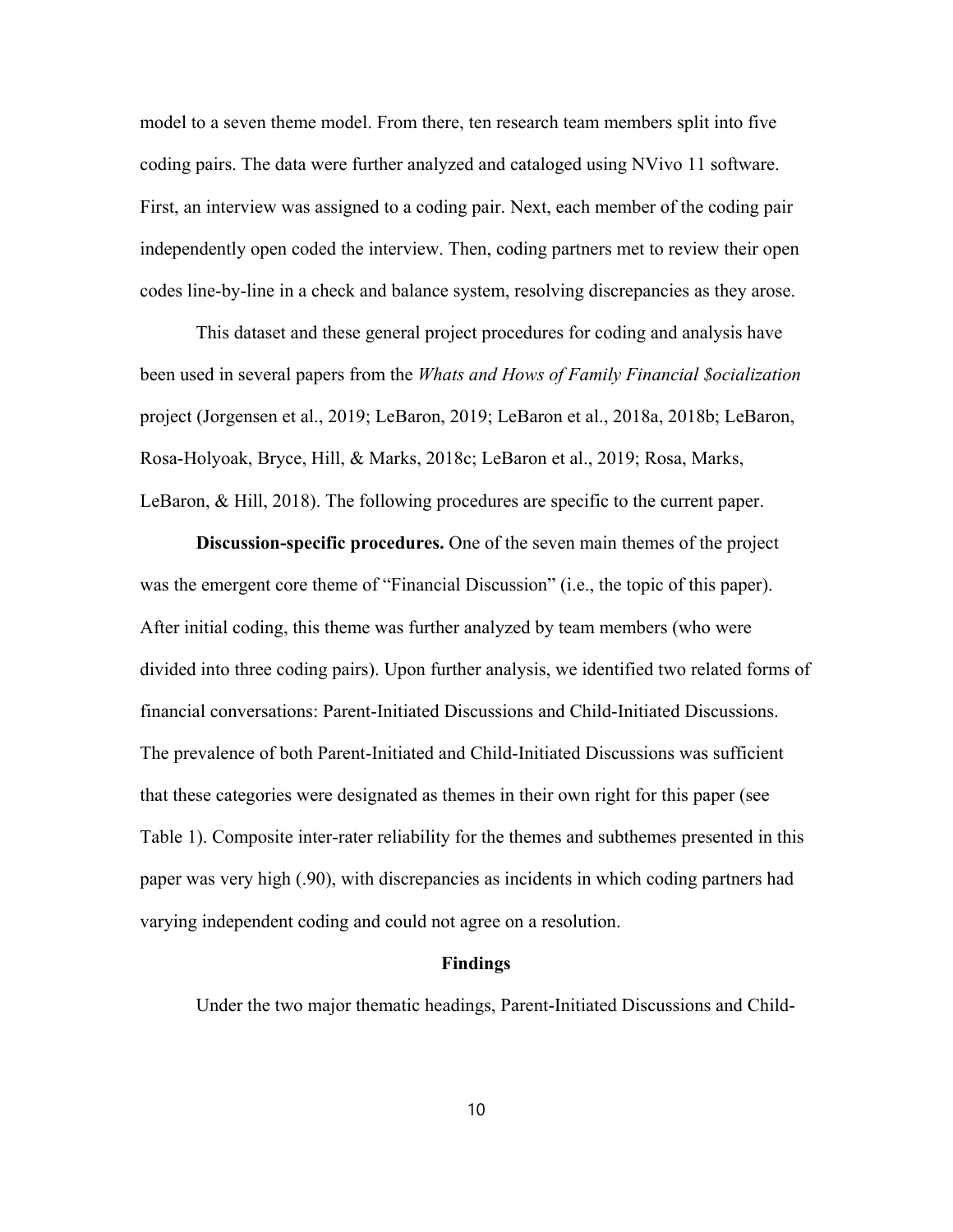model to a seven theme model. From there, ten research team members split into five coding pairs. The data were further analyzed and cataloged using NVivo 11 software. First, an interview was assigned to a coding pair. Next, each member of the coding pair independently open coded the interview. Then, coding partners met to review their open codes line-by-line in a check and balance system, resolving discrepancies as they arose.

This dataset and these general project procedures for coding and analysis have been used in several papers from the *Whats and Hows of Family Financial $ocialization* project (Jorgensen et al., 2019; LeBaron, 2019; LeBaron et al., 2018a, 2018b; LeBaron, Rosa-Holyoak, Bryce, Hill, & Marks, 2018c; LeBaron et al., 2019; Rosa, Marks, LeBaron, & Hill, 2018). The following procedures are specific to the current paper.

**Discussion-specific procedures.** One of the seven main themes of the project was the emergent core theme of "Financial Discussion" (i.e., the topic of this paper). After initial coding, this theme was further analyzed by team members (who were divided into three coding pairs). Upon further analysis, we identified two related forms of financial conversations: Parent-Initiated Discussions and Child-Initiated Discussions. The prevalence of both Parent-Initiated and Child-Initiated Discussions was sufficient that these categories were designated as themes in their own right for this paper (see Table 1). Composite inter-rater reliability for the themes and subthemes presented in this paper was very high (.90), with discrepancies as incidents in which coding partners had varying independent coding and could not agree on a resolution.

## Findings

Under the two major thematic headings, Parent-Initiated Discussions and Child-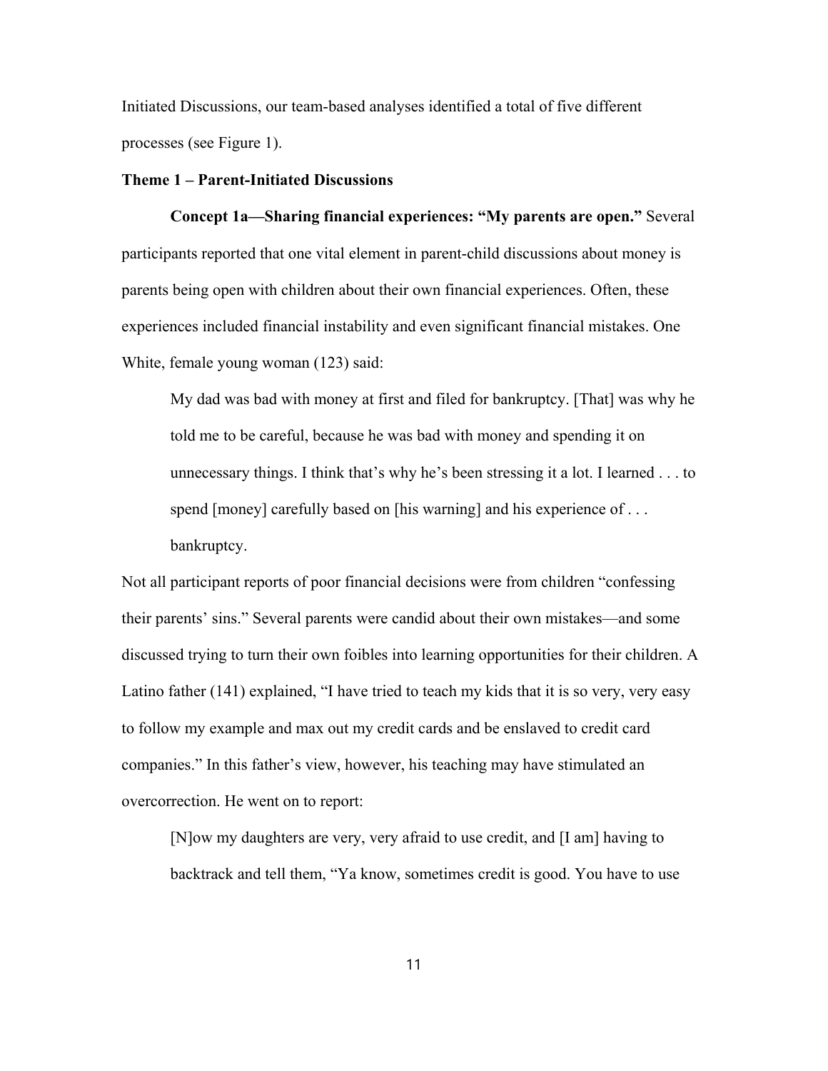Initiated Discussions, our team-based analyses identified a total of five different processes (see Figure 1).

### Theme 1 – Parent-Initiated Discussions

**Concept 1a—Sharing financial experiences: "My parents are open."** Several participants reported that one vital element in parent-child discussions about money is parents being open with children about their own financial experiences. Often, these experiences included financial instability and even significant financial mistakes. One White, female young woman (123) said:

> My dad was bad with money at first and filed for bankruptcy. [That] was why he told me to be careful, because he was bad with money and spending it on unnecessary things. I think that's why he's been stressing it a lot. I learned . . . to spend [money] carefully based on [his warning] and his experience of . . . bankruptcy.

Not all participant reports of poor financial decisions were from children "confessing their parents' sins." Several parents were candid about their own mistakes—and some discussed trying to turn their own foibles into learning opportunities for their children. A Latino father (141) explained, "I have tried to teach my kids that it is so very, very easy to follow my example and max out my credit cards and be enslaved to credit card companies." In this father's view, however, his teaching may have stimulated an overcorrection. He went on to report:

> [N]ow my daughters are very, very afraid to use credit, and [I am] having to backtrack and tell them, "Ya know, sometimes credit is good. You have to use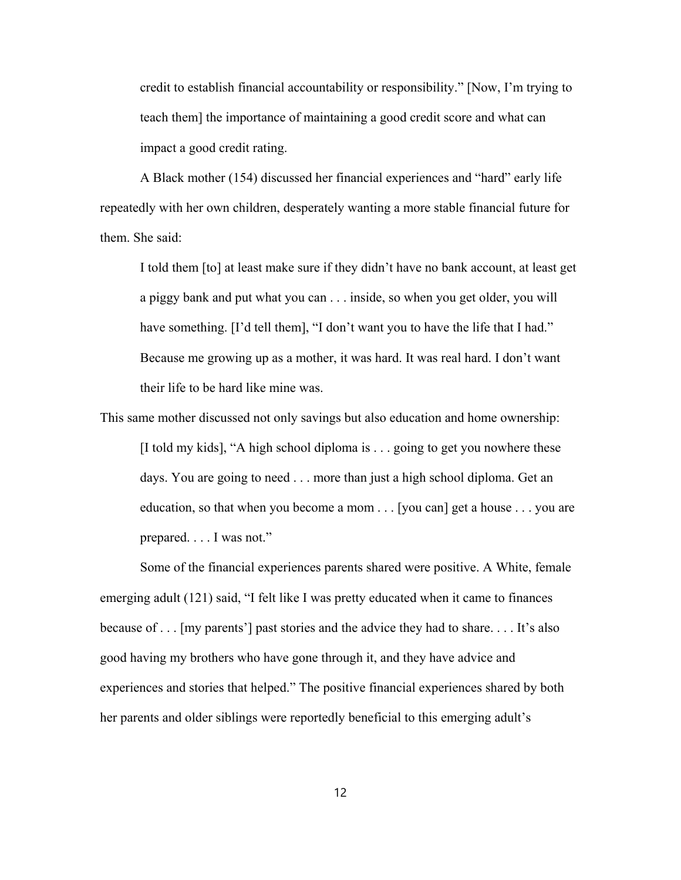> credit to establish financial accountability or responsibility." [Now, I'm trying to teach them] the importance of maintaining a good credit score and what can impact a good credit rating.

A Black mother (154) discussed her financial experiences and "hard" early life repeatedly with her own children, desperately wanting a more stable financial future for them. She said:

> I told them [to] at least make sure if they didn't have no bank account, at least get a piggy bank and put what you can . . . inside, so when you get older, you will have something. [I'd tell them], "I don't want you to have the life that I had." Because me growing up as a mother, it was hard. It was real hard. I don't want their life to be hard like mine was.

This same mother discussed not only savings but also education and home ownership:

> [I told my kids], "A high school diploma is . . . going to get you nowhere these days. You are going to need . . . more than just a high school diploma. Get an education, so that when you become a mom . . . [you can] get a house . . . you are prepared. . . . I was not."

Some of the financial experiences parents shared were positive. A White, female emerging adult (121) said, "I felt like I was pretty educated when it came to finances because of . . . [my parents'] past stories and the advice they had to share. . . . It's also good having my brothers who have gone through it, and they have advice and experiences and stories that helped." The positive financial experiences shared by both her parents and older siblings were reportedly beneficial to this emerging adult's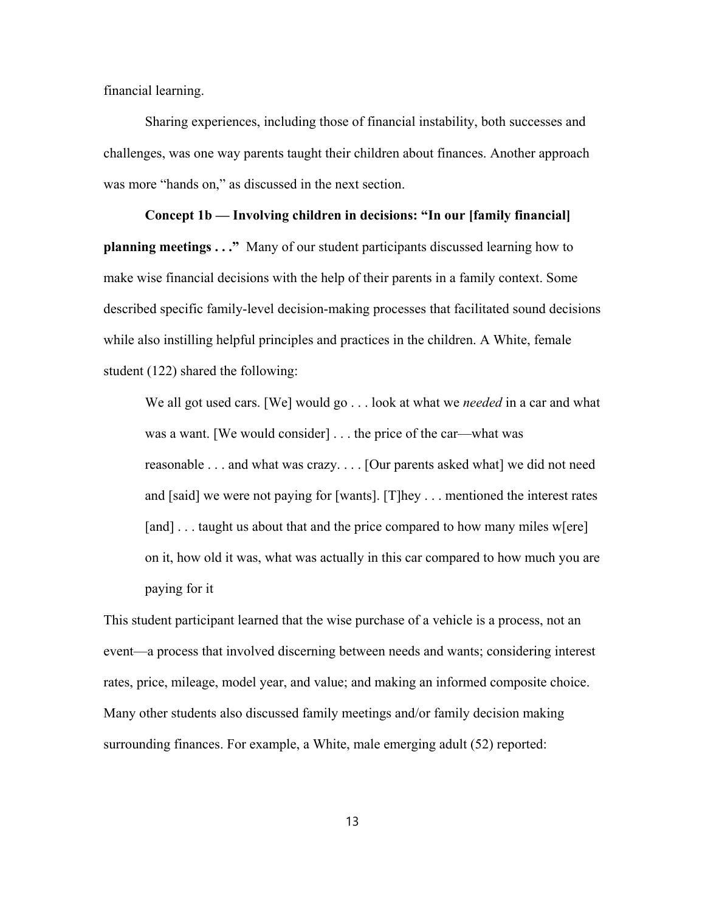financial learning.

Sharing experiences, including those of financial instability, both successes and challenges, was one way parents taught their children about finances. Another approach was more "hands on," as discussed in the next section.

**Concept 1b — Involving children in decisions: "In our [family financial] planning meetings . . ."** Many of our student participants discussed learning how to make wise financial decisions with the help of their parents in a family context. Some described specific family-level decision-making processes that facilitated sound decisions while also instilling helpful principles and practices in the children. A White, female student (122) shared the following:

> We all got used cars. [We] would go . . . look at what we *needed* in a car and what was a want. [We would consider] . . . the price of the car—what was reasonable . . . and what was crazy. . . . [Our parents asked what] we did not need and [said] we were not paying for [wants]. [T]hey . . . mentioned the interest rates [and] . . . taught us about that and the price compared to how many miles w[ere] on it, how old it was, what was actually in this car compared to how much you are paying for it

This student participant learned that the wise purchase of a vehicle is a process, not an event—a process that involved discerning between needs and wants; considering interest rates, price, mileage, model year, and value; and making an informed composite choice. Many other students also discussed family meetings and/or family decision making surrounding finances. For example, a White, male emerging adult (52) reported: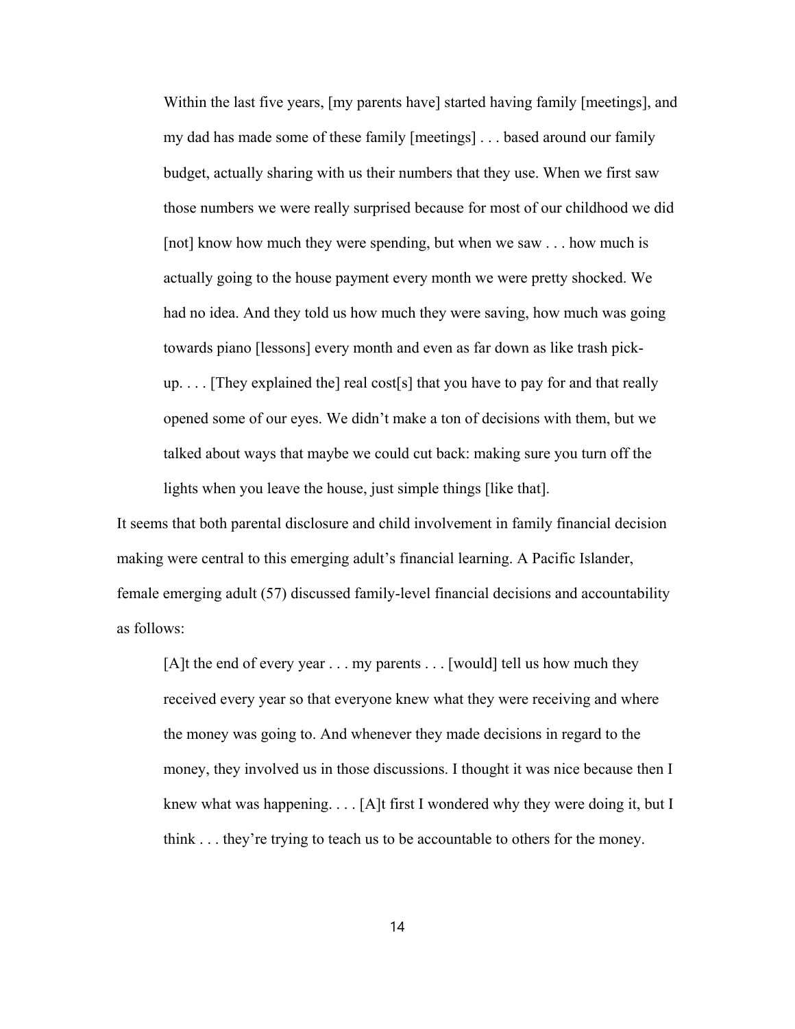> Within the last five years, [my parents have] started having family [meetings], and my dad has made some of these family [meetings] . . . based around our family budget, actually sharing with us their numbers that they use. When we first saw those numbers we were really surprised because for most of our childhood we did [not] know how much they were spending, but when we saw . . . how much is actually going to the house payment every month we were pretty shocked. We had no idea. And they told us how much they were saving, how much was going towards piano [lessons] every month and even as far down as like trash pick-up. . . . [They explained the] real cost[s] that you have to pay for and that really opened some of our eyes. We didn't make a ton of decisions with them, but we talked about ways that maybe we could cut back: making sure you turn off the lights when you leave the house, just simple things [like that].

It seems that both parental disclosure and child involvement in family financial decision making were central to this emerging adult's financial learning. A Pacific Islander, female emerging adult (57) discussed family-level financial decisions and accountability as follows:

> [A]t the end of every year . . . my parents . . . [would] tell us how much they received every year so that everyone knew what they were receiving and where the money was going to. And whenever they made decisions in regard to the money, they involved us in those discussions. I thought it was nice because then I knew what was happening. . . . [A]t first I wondered why they were doing it, but I think . . . they're trying to teach us to be accountable to others for the money.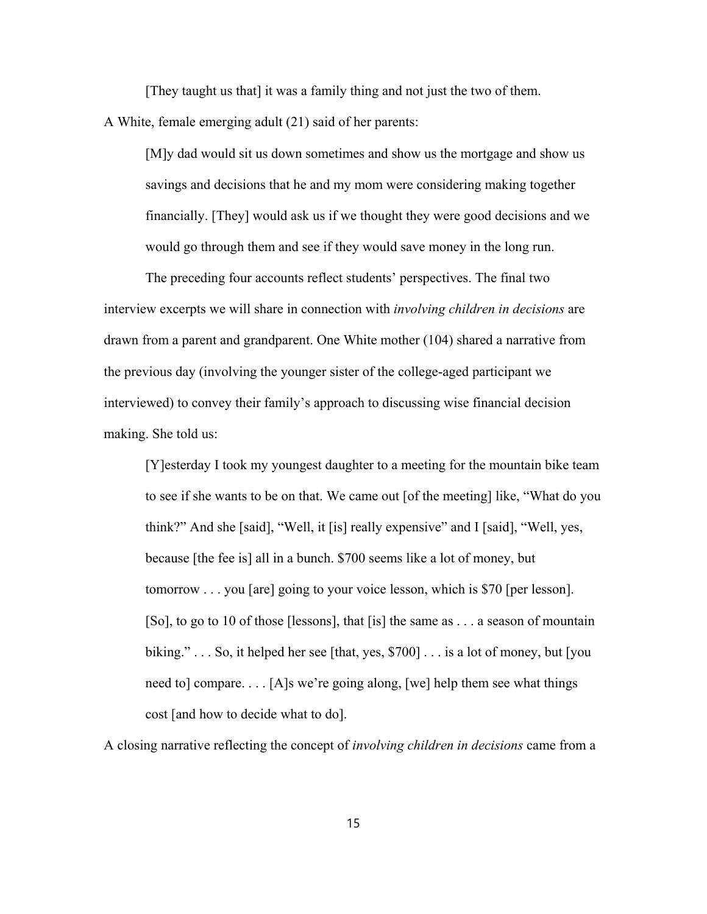> [They taught us that] it was a family thing and not just the two of them.

A White, female emerging adult (21) said of her parents:

> [M]y dad would sit us down sometimes and show us the mortgage and show us savings and decisions that he and my mom were considering making together financially. [They] would ask us if we thought they were good decisions and we would go through them and see if they would save money in the long run.

The preceding four accounts reflect students' perspectives. The final two interview excerpts we will share in connection with *involving children in decisions* are drawn from a parent and grandparent. One White mother (104) shared a narrative from the previous day (involving the younger sister of the college-aged participant we interviewed) to convey their family's approach to discussing wise financial decision making. She told us:

> [Y]esterday I took my youngest daughter to a meeting for the mountain bike team to see if she wants to be on that. We came out [of the meeting] like, "What do you think?" And she [said], "Well, it [is] really expensive" and I [said], "Well, yes, because [the fee is] all in a bunch. $700 seems like a lot of money, but tomorrow . . . you [are] going to your voice lesson, which is $70 [per lesson]. [So], to go to 10 of those [lessons], that [is] the same as . . . a season of mountain biking." . . . So, it helped her see [that, yes, $700] . . . is a lot of money, but [you need to] compare. . . . [A]s we're going along, [we] help them see what things cost [and how to decide what to do].

A closing narrative reflecting the concept of *involving children in decisions* came from a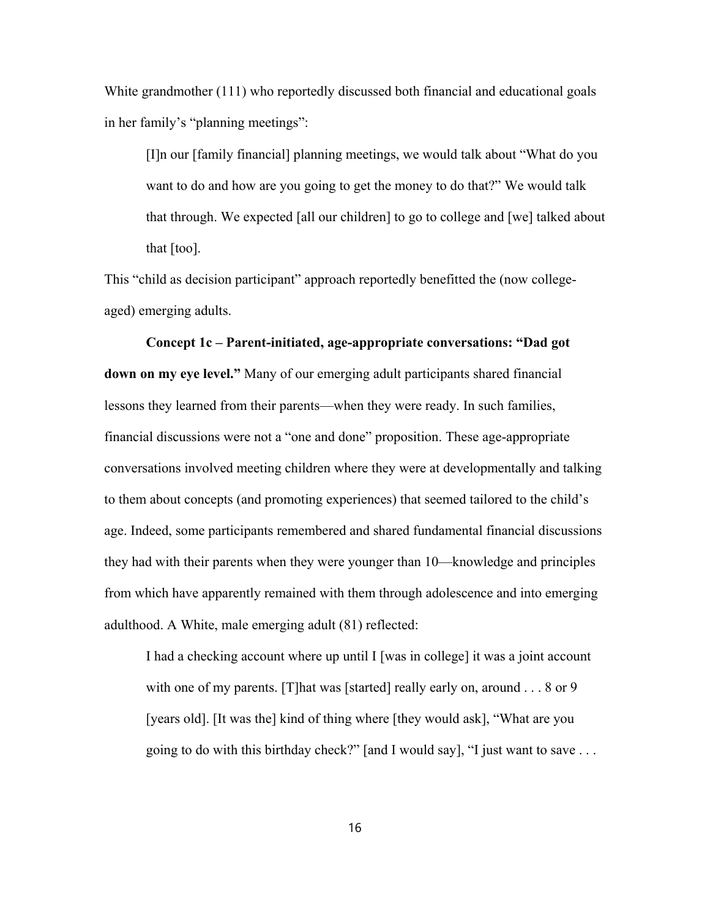White grandmother (111) who reportedly discussed both financial and educational goals in her family's "planning meetings":

> [I]n our [family financial] planning meetings, we would talk about "What do you want to do and how are you going to get the money to do that?" We would talk that through. We expected [all our children] to go to college and [we] talked about that [too].

This "child as decision participant" approach reportedly benefitted the (now college-aged) emerging adults.

**Concept 1c – Parent-initiated, age-appropriate conversations: "Dad got down on my eye level."** Many of our emerging adult participants shared financial lessons they learned from their parents—when they were ready. In such families, financial discussions were not a "one and done" proposition. These age-appropriate conversations involved meeting children where they were at developmentally and talking to them about concepts (and promoting experiences) that seemed tailored to the child's age. Indeed, some participants remembered and shared fundamental financial discussions they had with their parents when they were younger than 10—knowledge and principles from which have apparently remained with them through adolescence and into emerging adulthood. A White, male emerging adult (81) reflected:

> I had a checking account where up until I [was in college] it was a joint account with one of my parents. [T]hat was [started] really early on, around . . . 8 or 9 [years old]. [It was the] kind of thing where [they would ask], "What are you going to do with this birthday check?" [and I would say], "I just want to save . . .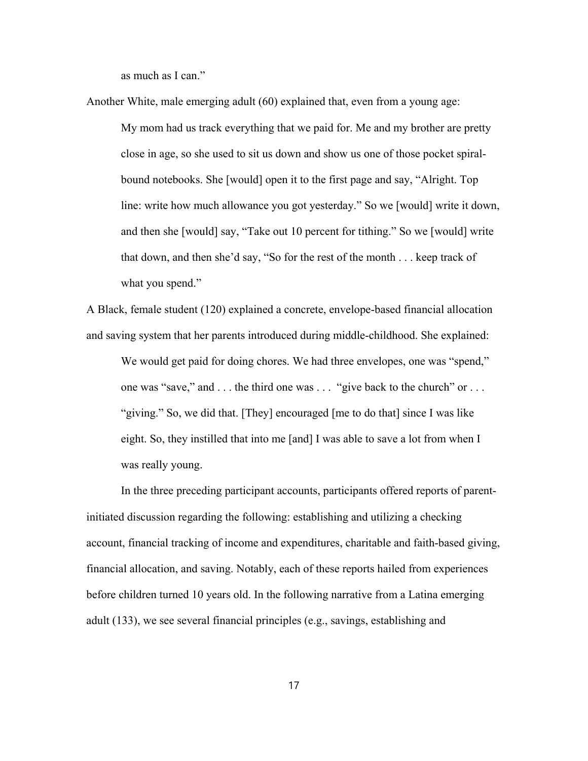as much as I can."

Another White, male emerging adult (60) explained that, even from a young age:

> My mom had us track everything that we paid for. Me and my brother are pretty close in age, so she used to sit us down and show us one of those pocket spiral-bound notebooks. She [would] open it to the first page and say, "Alright. Top line: write how much allowance you got yesterday." So we [would] write it down, and then she [would] say, "Take out 10 percent for tithing." So we [would] write that down, and then she'd say, "So for the rest of the month . . . keep track of what you spend."

A Black, female student (120) explained a concrete, envelope-based financial allocation and saving system that her parents introduced during middle-childhood. She explained:

> We would get paid for doing chores. We had three envelopes, one was "spend," one was "save," and . . . the third one was . . . "give back to the church" or . . . "giving." So, we did that. [They] encouraged [me to do that] since I was like eight. So, they instilled that into me [and] I was able to save a lot from when I was really young.

In the three preceding participant accounts, participants offered reports of parent-initiated discussion regarding the following: establishing and utilizing a checking account, financial tracking of income and expenditures, charitable and faith-based giving, financial allocation, and saving. Notably, each of these reports hailed from experiences before children turned 10 years old. In the following narrative from a Latina emerging adult (133), we see several financial principles (e.g., savings, establishing and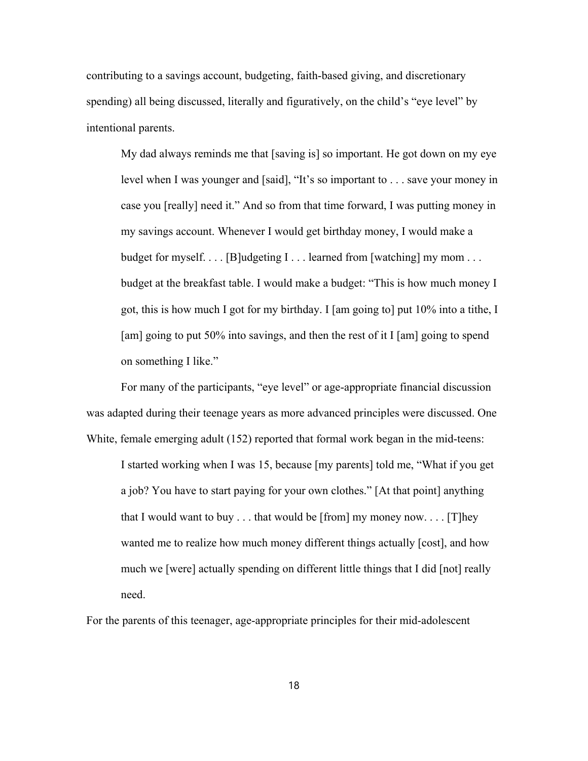contributing to a savings account, budgeting, faith-based giving, and discretionary spending) all being discussed, literally and figuratively, on the child's "eye level" by intentional parents.

> My dad always reminds me that [saving is] so important. He got down on my eye level when I was younger and [said], "It's so important to . . . save your money in case you [really] need it." And so from that time forward, I was putting money in my savings account. Whenever I would get birthday money, I would make a budget for myself. . . . [B]udgeting I . . . learned from [watching] my mom . . . budget at the breakfast table. I would make a budget: "This is how much money I got, this is how much I got for my birthday. I [am going to] put 10% into a tithe, I [am] going to put 50% into savings, and then the rest of it I [am] going to spend on something I like."

For many of the participants, "eye level" or age-appropriate financial discussion was adapted during their teenage years as more advanced principles were discussed. One White, female emerging adult (152) reported that formal work began in the mid-teens:

> I started working when I was 15, because [my parents] told me, "What if you get a job? You have to start paying for your own clothes." [At that point] anything that I would want to buy . . . that would be [from] my money now. . . . [T]hey wanted me to realize how much money different things actually [cost], and how much we [were] actually spending on different little things that I did [not] really need.

For the parents of this teenager, age-appropriate principles for their mid-adolescent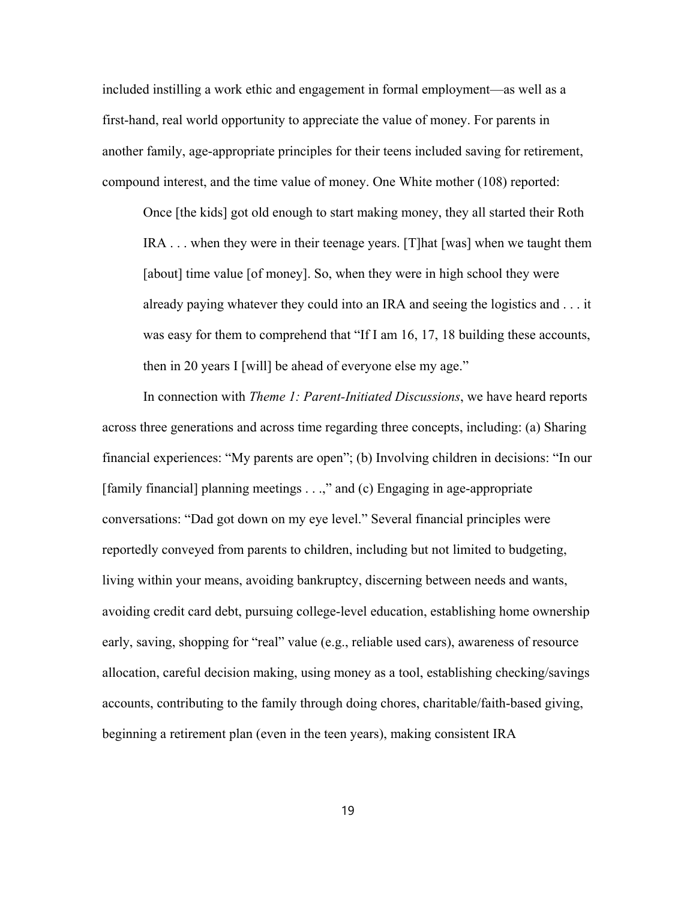included instilling a work ethic and engagement in formal employment—as well as a first-hand, real world opportunity to appreciate the value of money. For parents in another family, age-appropriate principles for their teens included saving for retirement, compound interest, and the time value of money. One White mother (108) reported:

> Once [the kids] got old enough to start making money, they all started their Roth IRA . . . when they were in their teenage years. [T]hat [was] when we taught them [about] time value [of money]. So, when they were in high school they were already paying whatever they could into an IRA and seeing the logistics and . . . it was easy for them to comprehend that "If I am 16, 17, 18 building these accounts, then in 20 years I [will] be ahead of everyone else my age."

In connection with *Theme 1: Parent-Initiated Discussions*, we have heard reports across three generations and across time regarding three concepts, including: (a) Sharing financial experiences: "My parents are open"; (b) Involving children in decisions: "In our [family financial] planning meetings . . .," and (c) Engaging in age-appropriate conversations: "Dad got down on my eye level." Several financial principles were reportedly conveyed from parents to children, including but not limited to budgeting, living within your means, avoiding bankruptcy, discerning between needs and wants, avoiding credit card debt, pursuing college-level education, establishing home ownership early, saving, shopping for "real" value (e.g., reliable used cars), awareness of resource allocation, careful decision making, using money as a tool, establishing checking/savings accounts, contributing to the family through doing chores, charitable/faith-based giving, beginning a retirement plan (even in the teen years), making consistent IRA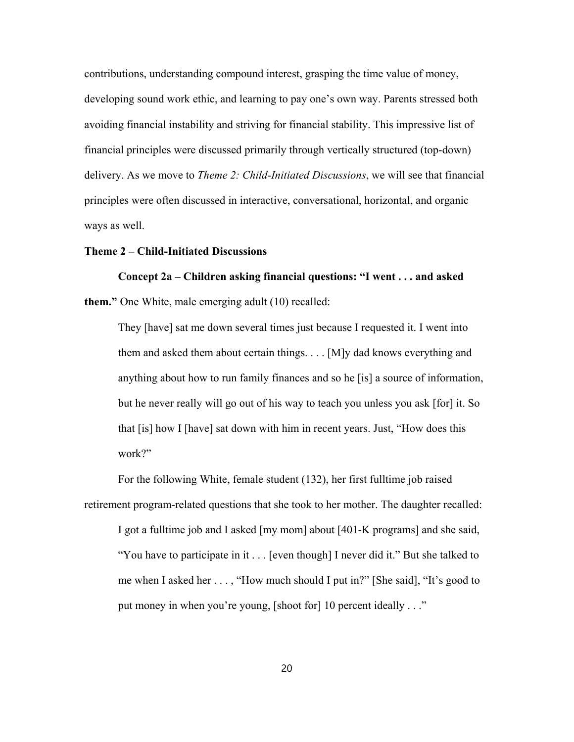contributions, understanding compound interest, grasping the time value of money, developing sound work ethic, and learning to pay one's own way. Parents stressed both avoiding financial instability and striving for financial stability. This impressive list of financial principles were discussed primarily through vertically structured (top-down) delivery. As we move to *Theme 2: Child-Initiated Discussions*, we will see that financial principles were often discussed in interactive, conversational, horizontal, and organic ways as well.

**Theme 2 – Child-Initiated Discussions**

**Concept 2a – Children asking financial questions: "I went . . . and asked them."** One White, male emerging adult (10) recalled:

> They [have] sat me down several times just because I requested it. I went into them and asked them about certain things. . . . [M]y dad knows everything and anything about how to run family finances and so he [is] a source of information, but he never really will go out of his way to teach you unless you ask [for] it. So that [is] how I [have] sat down with him in recent years. Just, "How does this work?"

For the following White, female student (132), her first fulltime job raised retirement program-related questions that she took to her mother. The daughter recalled:

> I got a fulltime job and I asked [my mom] about [401-K programs] and she said, "You have to participate in it . . . [even though] I never did it." But she talked to me when I asked her . . . , "How much should I put in?" [She said], "It's good to put money in when you're young, [shoot for] 10 percent ideally . . ."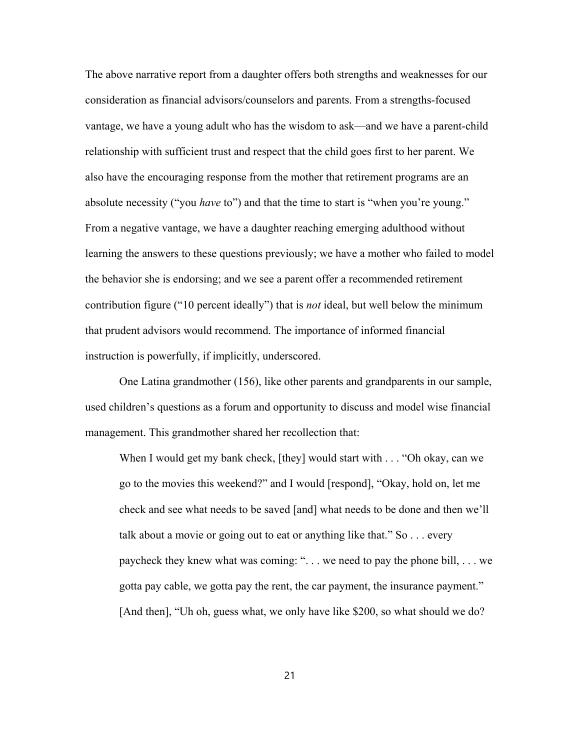The above narrative report from a daughter offers both strengths and weaknesses for our consideration as financial advisors/counselors and parents. From a strengths-focused vantage, we have a young adult who has the wisdom to ask—and we have a parent-child relationship with sufficient trust and respect that the child goes first to her parent. We also have the encouraging response from the mother that retirement programs are an absolute necessity ("you *have* to") and that the time to start is "when you're young." From a negative vantage, we have a daughter reaching emerging adulthood without learning the answers to these questions previously; we have a mother who failed to model the behavior she is endorsing; and we see a parent offer a recommended retirement contribution figure ("10 percent ideally") that is *not* ideal, but well below the minimum that prudent advisors would recommend. The importance of informed financial instruction is powerfully, if implicitly, underscored.

One Latina grandmother (156), like other parents and grandparents in our sample, used children's questions as a forum and opportunity to discuss and model wise financial management. This grandmother shared her recollection that:

> When I would get my bank check, [they] would start with . . . "Oh okay, can we go to the movies this weekend?" and I would [respond], "Okay, hold on, let me check and see what needs to be saved [and] what needs to be done and then we'll talk about a movie or going out to eat or anything like that." So . . . every paycheck they knew what was coming: ". . . we need to pay the phone bill, . . . we gotta pay cable, we gotta pay the rent, the car payment, the insurance payment." [And then], "Uh oh, guess what, we only have like $200, so what should we do?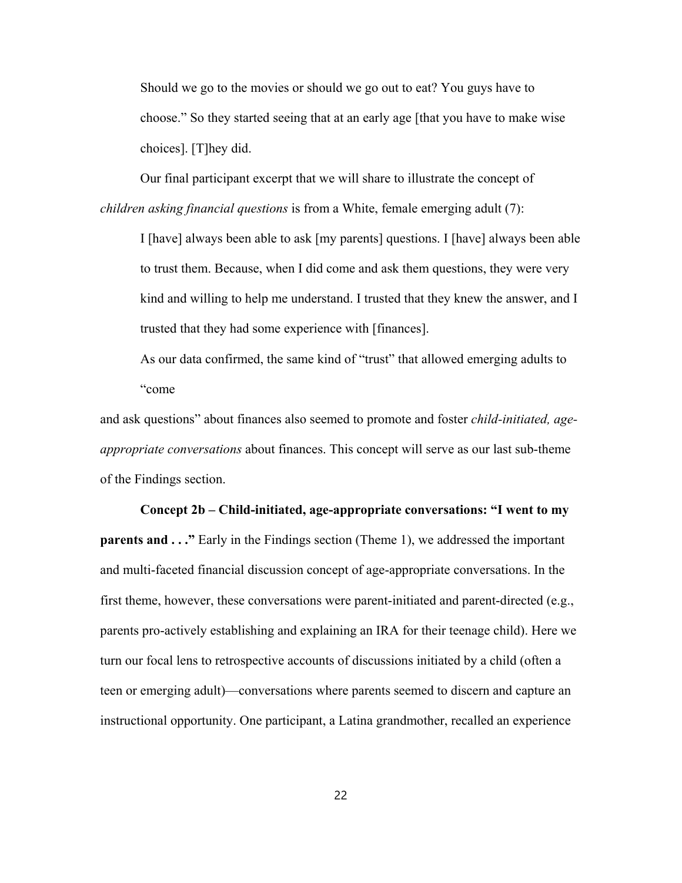> Should we go to the movies or should we go out to eat? You guys have to choose." So they started seeing that at an early age [that you have to make wise choices]. [T]hey did.

Our final participant excerpt that we will share to illustrate the concept of *children asking financial questions* is from a White, female emerging adult (7):

> I [have] always been able to ask [my parents] questions. I [have] always been able to trust them. Because, when I did come and ask them questions, they were very kind and willing to help me understand. I trusted that they knew the answer, and I trusted that they had some experience with [finances].

As our data confirmed, the same kind of "trust" that allowed emerging adults to "come and ask questions" about finances also seemed to promote and foster *child-initiated, age-appropriate conversations* about finances. This concept will serve as our last sub-theme of the Findings section.

**Concept 2b – Child-initiated, age-appropriate conversations: "I went to my parents and . . ."** Early in the Findings section (Theme 1), we addressed the important and multi-faceted financial discussion concept of age-appropriate conversations. In the first theme, however, these conversations were parent-initiated and parent-directed (e.g., parents pro-actively establishing and explaining an IRA for their teenage child). Here we turn our focal lens to retrospective accounts of discussions initiated by a child (often a teen or emerging adult)—conversations where parents seemed to discern and capture an instructional opportunity. One participant, a Latina grandmother, recalled an experience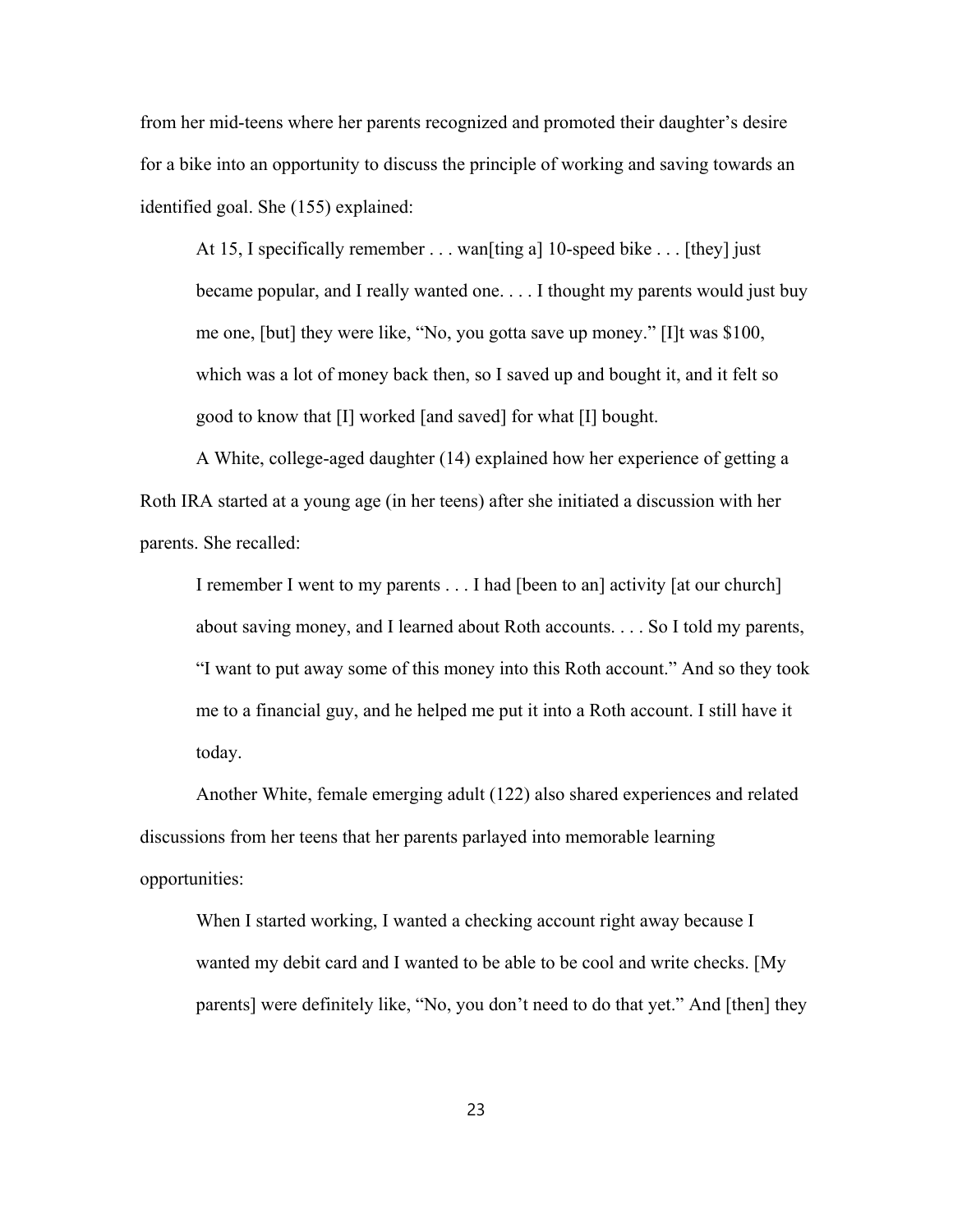from her mid-teens where her parents recognized and promoted their daughter's desire for a bike into an opportunity to discuss the principle of working and saving towards an identified goal. She (155) explained:

> At 15, I specifically remember . . . wan[ting a] 10-speed bike . . . [they] just became popular, and I really wanted one. . . . I thought my parents would just buy me one, [but] they were like, "No, you gotta save up money." [I]t was $100, which was a lot of money back then, so I saved up and bought it, and it felt so good to know that [I] worked [and saved] for what [I] bought.

A White, college-aged daughter (14) explained how her experience of getting a Roth IRA started at a young age (in her teens) after she initiated a discussion with her parents. She recalled:

> I remember I went to my parents . . . I had [been to an] activity [at our church] about saving money, and I learned about Roth accounts. . . . So I told my parents, "I want to put away some of this money into this Roth account." And so they took me to a financial guy, and he helped me put it into a Roth account. I still have it today.

Another White, female emerging adult (122) also shared experiences and related discussions from her teens that her parents parlayed into memorable learning opportunities:

> When I started working, I wanted a checking account right away because I wanted my debit card and I wanted to be able to be cool and write checks. [My parents] were definitely like, "No, you don't need to do that yet." And [then] they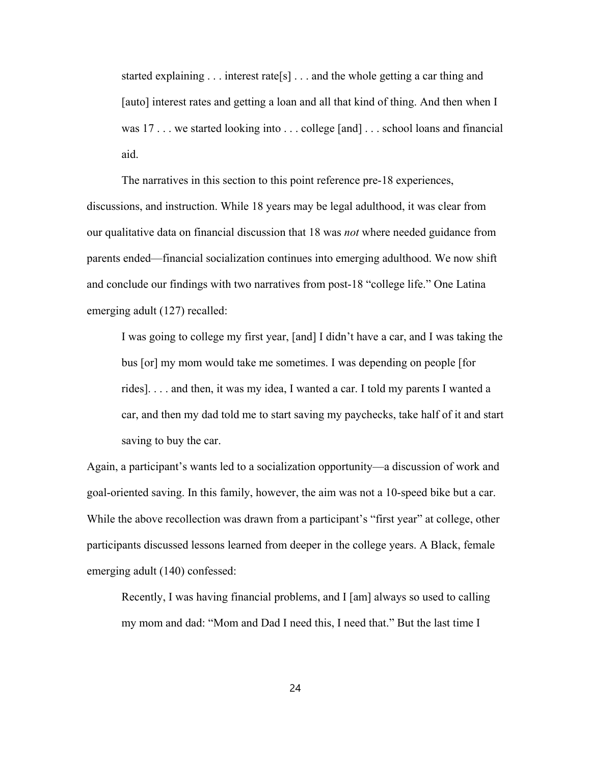> started explaining . . . interest rate[s] . . . and the whole getting a car thing and [auto] interest rates and getting a loan and all that kind of thing. And then when I was 17 . . . we started looking into . . . college [and] . . . school loans and financial aid.

The narratives in this section to this point reference pre-18 experiences, discussions, and instruction. While 18 years may be legal adulthood, it was clear from our qualitative data on financial discussion that 18 was *not* where needed guidance from parents ended—financial socialization continues into emerging adulthood. We now shift and conclude our findings with two narratives from post-18 "college life." One Latina emerging adult (127) recalled:

> I was going to college my first year, [and] I didn't have a car, and I was taking the bus [or] my mom would take me sometimes. I was depending on people [for rides]. . . . and then, it was my idea, I wanted a car. I told my parents I wanted a car, and then my dad told me to start saving my paychecks, take half of it and start saving to buy the car.

Again, a participant's wants led to a socialization opportunity—a discussion of work and goal-oriented saving. In this family, however, the aim was not a 10-speed bike but a car. While the above recollection was drawn from a participant's "first year" at college, other participants discussed lessons learned from deeper in the college years. A Black, female emerging adult (140) confessed:

> Recently, I was having financial problems, and I [am] always so used to calling my mom and dad: "Mom and Dad I need this, I need that." But the last time I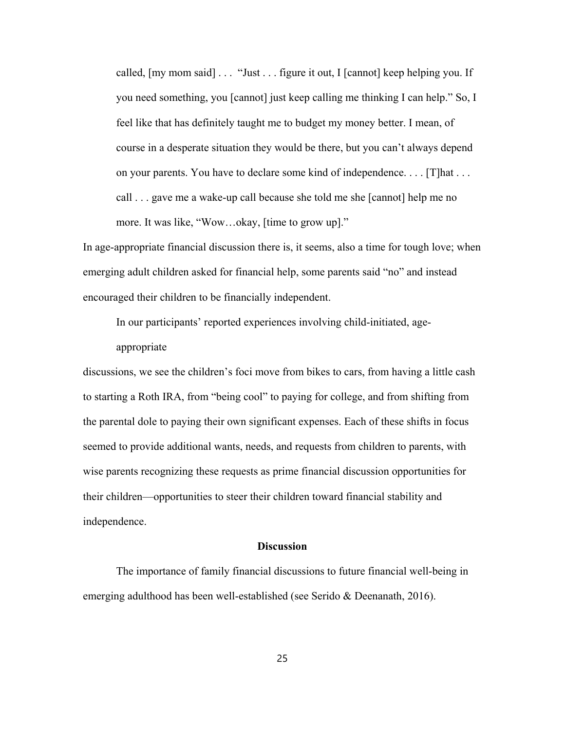> called, [my mom said] . . . "Just . . . figure it out, I [cannot] keep helping you. If you need something, you [cannot] just keep calling me thinking I can help." So, I feel like that has definitely taught me to budget my money better. I mean, of course in a desperate situation they would be there, but you can't always depend on your parents. You have to declare some kind of independence. . . . [T]hat . . . call . . . gave me a wake-up call because she told me she [cannot] help me no more. It was like, "Wow…okay, [time to grow up]."

In age-appropriate financial discussion there is, it seems, also a time for tough love; when emerging adult children asked for financial help, some parents said "no" and instead encouraged their children to be financially independent.

In our participants' reported experiences involving child-initiated, age-appropriate discussions, we see the children's foci move from bikes to cars, from having a little cash to starting a Roth IRA, from "being cool" to paying for college, and from shifting from the parental dole to paying their own significant expenses. Each of these shifts in focus seemed to provide additional wants, needs, and requests from children to parents, with wise parents recognizing these requests as prime financial discussion opportunities for their children—opportunities to steer their children toward financial stability and independence.

## Discussion

The importance of family financial discussions to future financial well-being in emerging adulthood has been well-established (see Serido & Deenanath, 2016).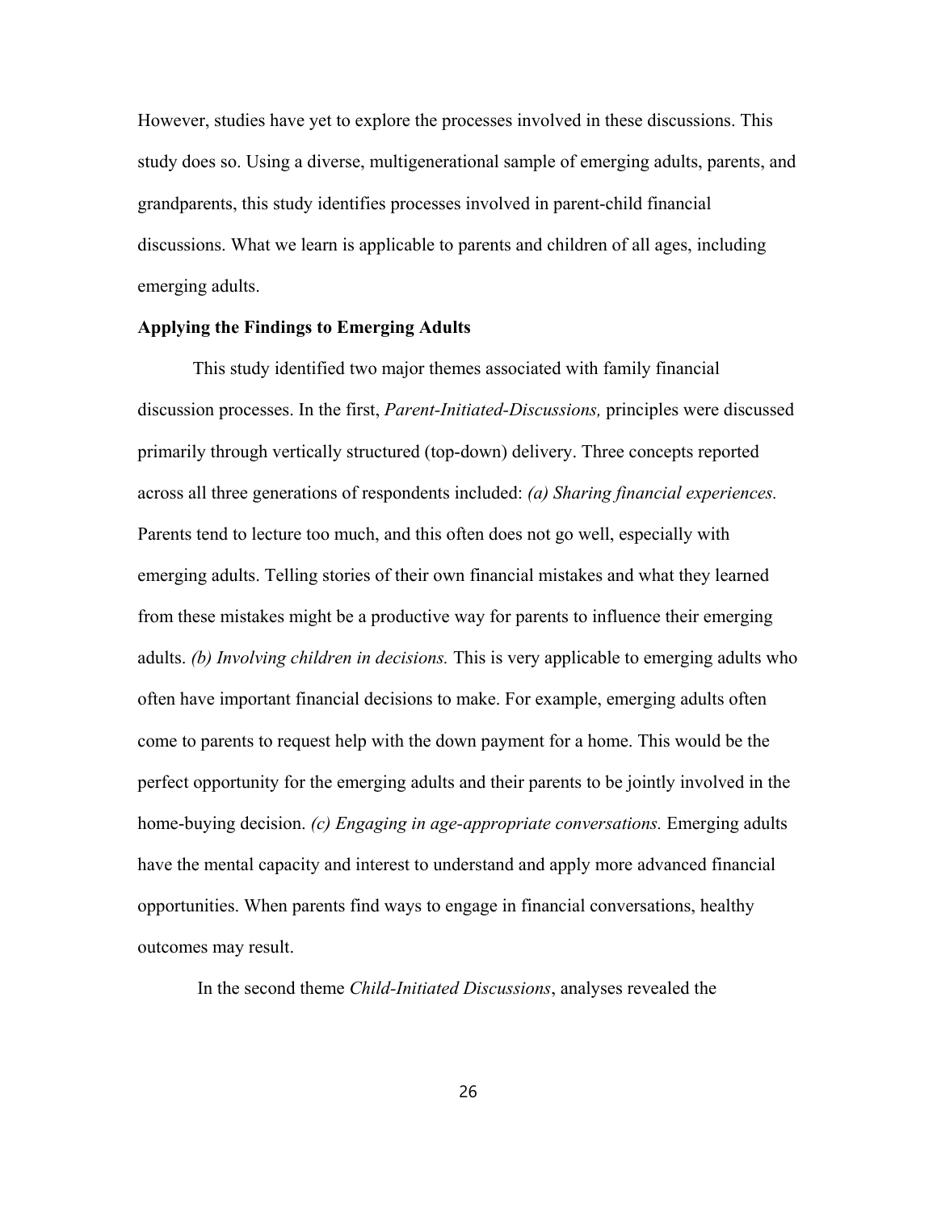However, studies have yet to explore the processes involved in these discussions. This study does so. Using a diverse, multigenerational sample of emerging adults, parents, and grandparents, this study identifies processes involved in parent-child financial discussions. What we learn is applicable to parents and children of all ages, including emerging adults.

**Applying the Findings to Emerging Adults**

This study identified two major themes associated with family financial discussion processes. In the first, *Parent-Initiated-Discussions,* principles were discussed primarily through vertically structured (top-down) delivery. Three concepts reported across all three generations of respondents included: *(a) Sharing financial experiences.* Parents tend to lecture too much, and this often does not go well, especially with emerging adults. Telling stories of their own financial mistakes and what they learned from these mistakes might be a productive way for parents to influence their emerging adults. *(b) Involving children in decisions.* This is very applicable to emerging adults who often have important financial decisions to make. For example, emerging adults often come to parents to request help with the down payment for a home. This would be the perfect opportunity for the emerging adults and their parents to be jointly involved in the home-buying decision. *(c) Engaging in age-appropriate conversations.* Emerging adults have the mental capacity and interest to understand and apply more advanced financial opportunities. When parents find ways to engage in financial conversations, healthy outcomes may result.

In the second theme *Child-Initiated Discussions*, analyses revealed the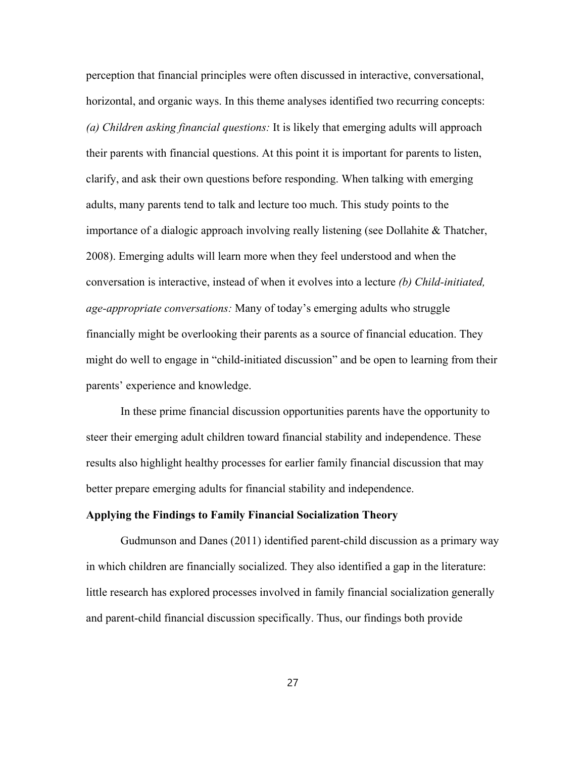perception that financial principles were often discussed in interactive, conversational, horizontal, and organic ways. In this theme analyses identified two recurring concepts: *(a) Children asking financial questions:* It is likely that emerging adults will approach their parents with financial questions. At this point it is important for parents to listen, clarify, and ask their own questions before responding. When talking with emerging adults, many parents tend to talk and lecture too much. This study points to the importance of a dialogic approach involving really listening (see Dollahite & Thatcher, 2008). Emerging adults will learn more when they feel understood and when the conversation is interactive, instead of when it evolves into a lecture *(b) Child-initiated, age-appropriate conversations:* Many of today's emerging adults who struggle financially might be overlooking their parents as a source of financial education. They might do well to engage in "child-initiated discussion" and be open to learning from their parents' experience and knowledge.

In these prime financial discussion opportunities parents have the opportunity to steer their emerging adult children toward financial stability and independence. These results also highlight healthy processes for earlier family financial discussion that may better prepare emerging adults for financial stability and independence.

**Applying the Findings to Family Financial Socialization Theory**

Gudmunson and Danes (2011) identified parent-child discussion as a primary way in which children are financially socialized. They also identified a gap in the literature: little research has explored processes involved in family financial socialization generally and parent-child financial discussion specifically. Thus, our findings both provide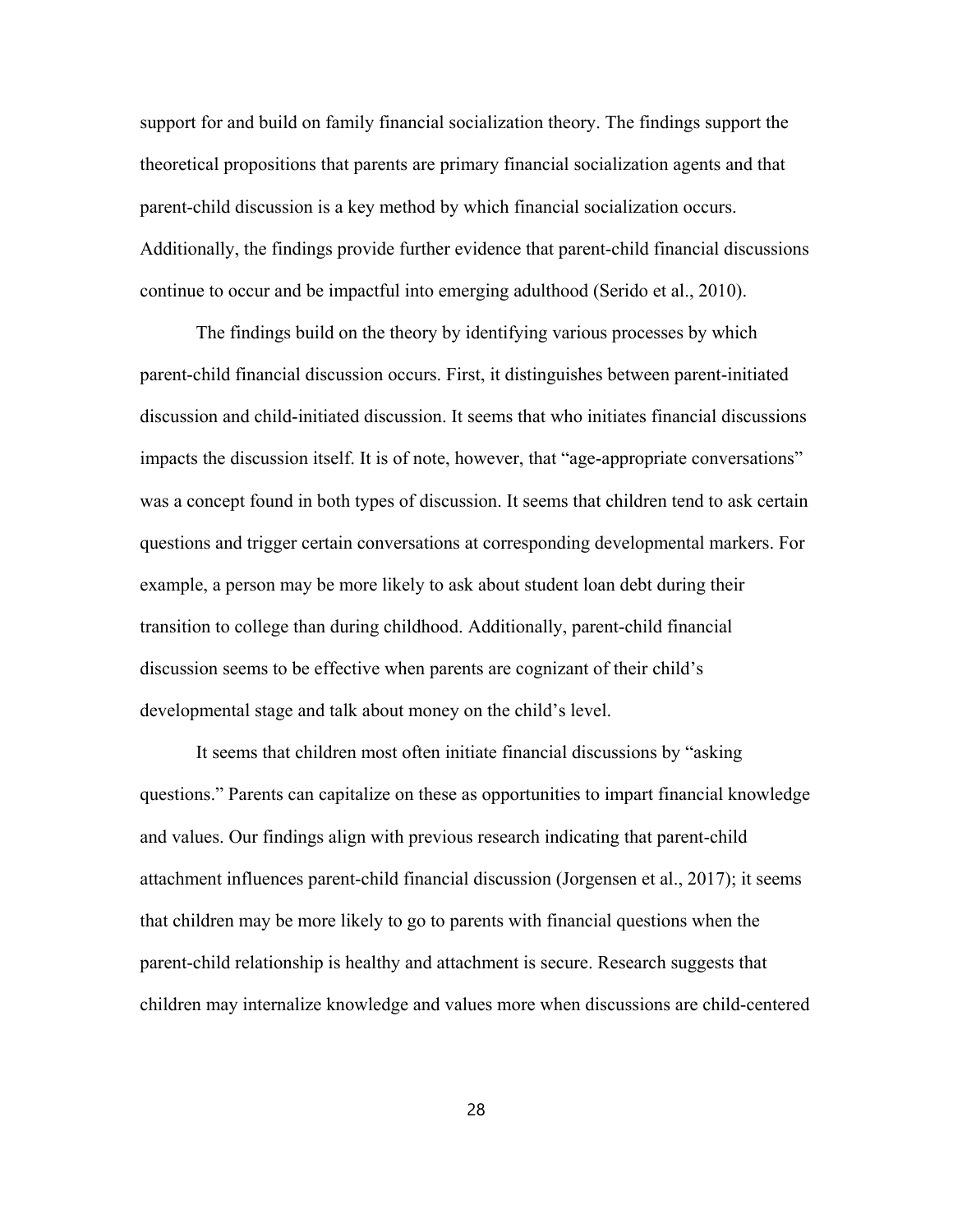support for and build on family financial socialization theory. The findings support the theoretical propositions that parents are primary financial socialization agents and that parent-child discussion is a key method by which financial socialization occurs. Additionally, the findings provide further evidence that parent-child financial discussions continue to occur and be impactful into emerging adulthood (Serido et al., 2010).

The findings build on the theory by identifying various processes by which parent-child financial discussion occurs. First, it distinguishes between parent-initiated discussion and child-initiated discussion. It seems that who initiates financial discussions impacts the discussion itself. It is of note, however, that "age-appropriate conversations" was a concept found in both types of discussion. It seems that children tend to ask certain questions and trigger certain conversations at corresponding developmental markers. For example, a person may be more likely to ask about student loan debt during their transition to college than during childhood. Additionally, parent-child financial discussion seems to be effective when parents are cognizant of their child's developmental stage and talk about money on the child's level.

It seems that children most often initiate financial discussions by "asking questions." Parents can capitalize on these as opportunities to impart financial knowledge and values. Our findings align with previous research indicating that parent-child attachment influences parent-child financial discussion (Jorgensen et al., 2017); it seems that children may be more likely to go to parents with financial questions when the parent-child relationship is healthy and attachment is secure. Research suggests that children may internalize knowledge and values more when discussions are child-centered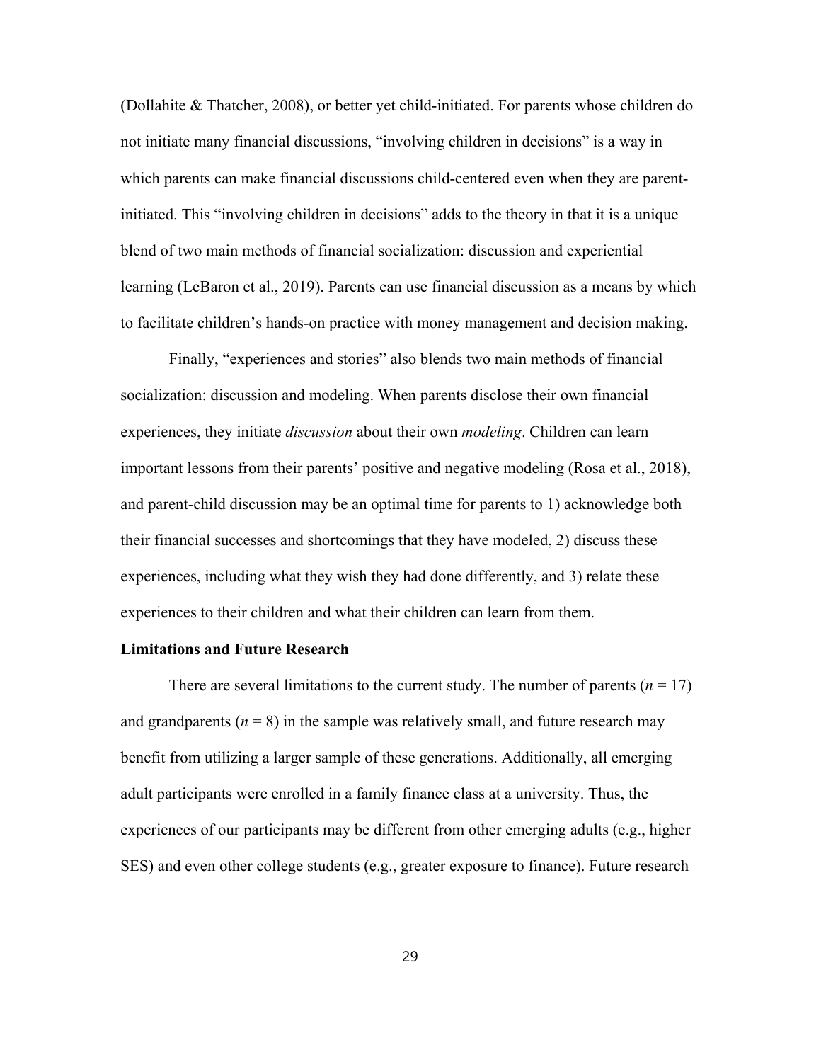(Dollahite & Thatcher, 2008), or better yet child-initiated. For parents whose children do not initiate many financial discussions, "involving children in decisions" is a way in which parents can make financial discussions child-centered even when they are parent-initiated. This "involving children in decisions" adds to the theory in that it is a unique blend of two main methods of financial socialization: discussion and experiential learning (LeBaron et al., 2019). Parents can use financial discussion as a means by which to facilitate children's hands-on practice with money management and decision making.

Finally, "experiences and stories" also blends two main methods of financial socialization: discussion and modeling. When parents disclose their own financial experiences, they initiate *discussion* about their own *modeling*. Children can learn important lessons from their parents' positive and negative modeling (Rosa et al., 2018), and parent-child discussion may be an optimal time for parents to 1) acknowledge both their financial successes and shortcomings that they have modeled, 2) discuss these experiences, including what they wish they had done differently, and 3) relate these experiences to their children and what their children can learn from them.

**Limitations and Future Research**

There are several limitations to the current study. The number of parents ($n$ = 17) and grandparents ($n$ = 8) in the sample was relatively small, and future research may benefit from utilizing a larger sample of these generations. Additionally, all emerging adult participants were enrolled in a family finance class at a university. Thus, the experiences of our participants may be different from other emerging adults (e.g., higher SES) and even other college students (e.g., greater exposure to finance). Future research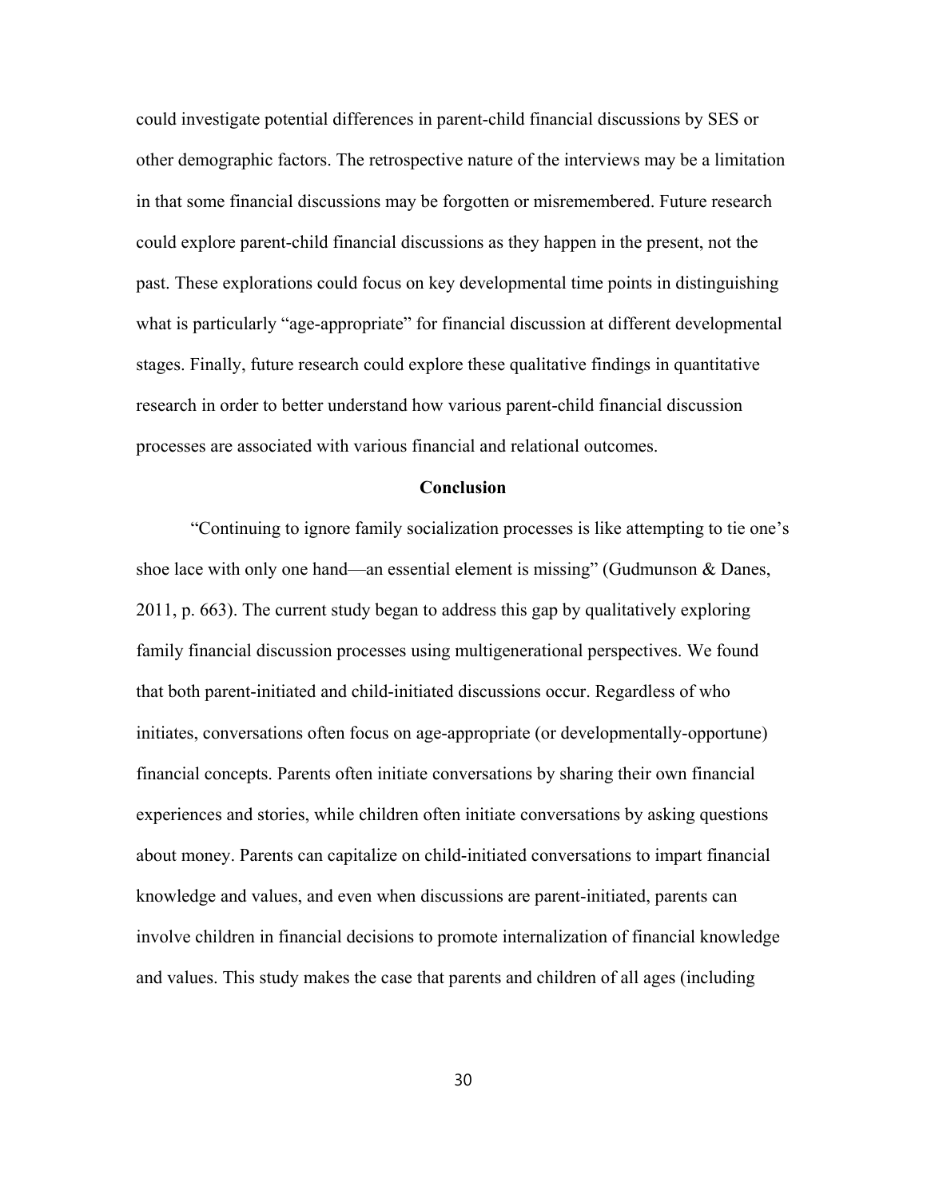could investigate potential differences in parent-child financial discussions by SES or other demographic factors. The retrospective nature of the interviews may be a limitation in that some financial discussions may be forgotten or misremembered. Future research could explore parent-child financial discussions as they happen in the present, not the past. These explorations could focus on key developmental time points in distinguishing what is particularly "age-appropriate" for financial discussion at different developmental stages. Finally, future research could explore these qualitative findings in quantitative research in order to better understand how various parent-child financial discussion processes are associated with various financial and relational outcomes.

## Conclusion

"Continuing to ignore family socialization processes is like attempting to tie one's shoe lace with only one hand—an essential element is missing" (Gudmunson & Danes, 2011, p. 663). The current study began to address this gap by qualitatively exploring family financial discussion processes using multigenerational perspectives. We found that both parent-initiated and child-initiated discussions occur. Regardless of who initiates, conversations often focus on age-appropriate (or developmentally-opportune) financial concepts. Parents often initiate conversations by sharing their own financial experiences and stories, while children often initiate conversations by asking questions about money. Parents can capitalize on child-initiated conversations to impart financial knowledge and values, and even when discussions are parent-initiated, parents can involve children in financial decisions to promote internalization of financial knowledge and values. This study makes the case that parents and children of all ages (including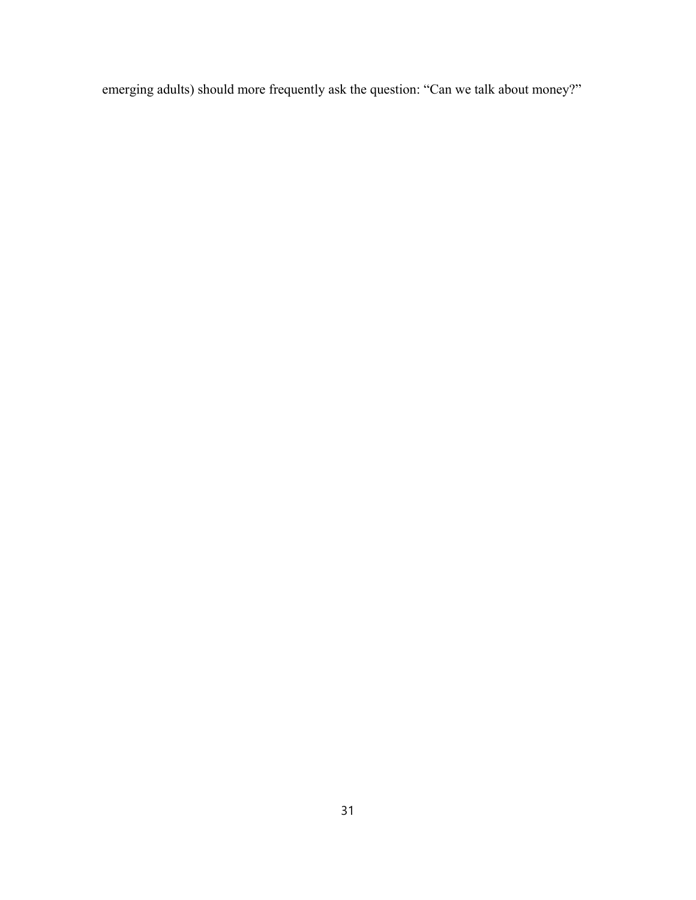emerging adults) should more frequently ask the question: “Can we talk about money?”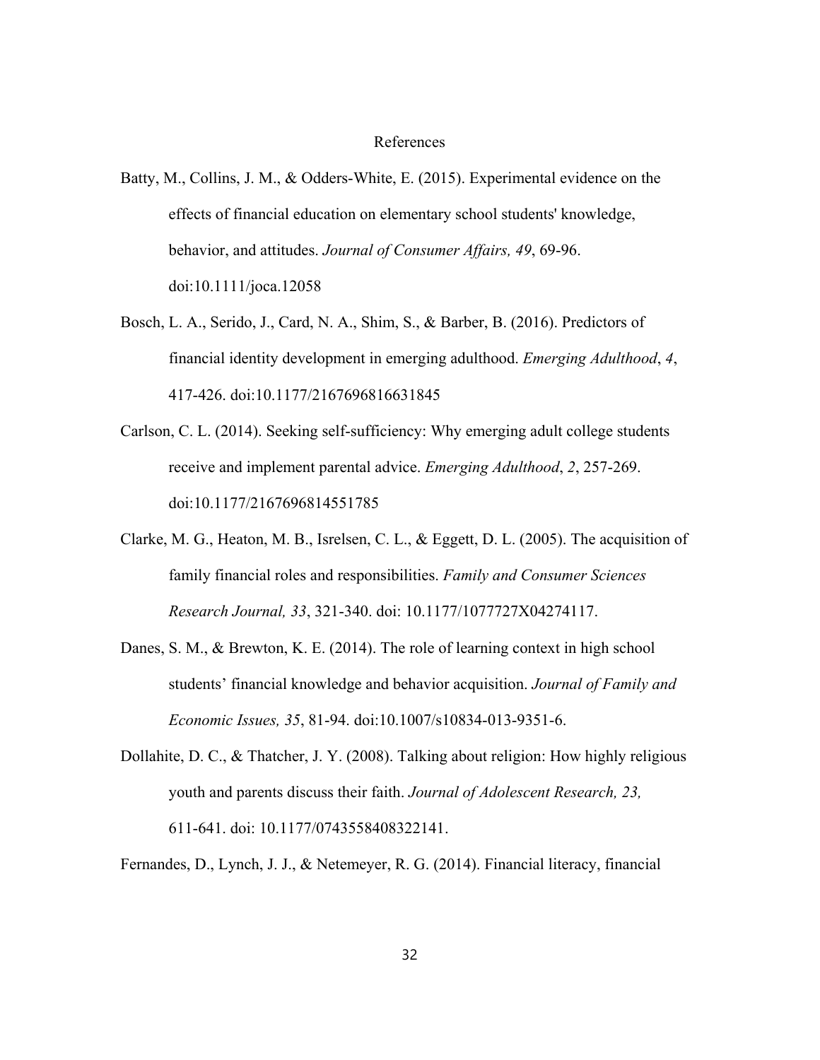# References

Batty, M., Collins, J. M., & Odders-White, E. (2015). Experimental evidence on the effects of financial education on elementary school students' knowledge, behavior, and attitudes. *Journal of Consumer Affairs, 49*, 69-96. doi:10.1111/joca.12058

Bosch, L. A., Serido, J., Card, N. A., Shim, S., & Barber, B. (2016). Predictors of financial identity development in emerging adulthood. *Emerging Adulthood*, *4*, 417-426. doi:10.1177/2167696816631845

Carlson, C. L. (2014). Seeking self-sufficiency: Why emerging adult college students receive and implement parental advice. *Emerging Adulthood*, *2*, 257-269. doi:10.1177/2167696814551785

Clarke, M. G., Heaton, M. B., Isrelsen, C. L., & Eggett, D. L. (2005). The acquisition of family financial roles and responsibilities. *Family and Consumer Sciences Research Journal, 33*, 321-340. doi: 10.1177/1077727X04274117.

Danes, S. M., & Brewton, K. E. (2014). The role of learning context in high school students' financial knowledge and behavior acquisition. *Journal of Family and Economic Issues, 35*, 81-94. doi:10.1007/s10834-013-9351-6.

Dollahite, D. C., & Thatcher, J. Y. (2008). Talking about religion: How highly religious youth and parents discuss their faith. *Journal of Adolescent Research, 23,* 611-641. doi: 10.1177/0743558408322141.

Fernandes, D., Lynch, J. J., & Netemeyer, R. G. (2014). Financial literacy, financial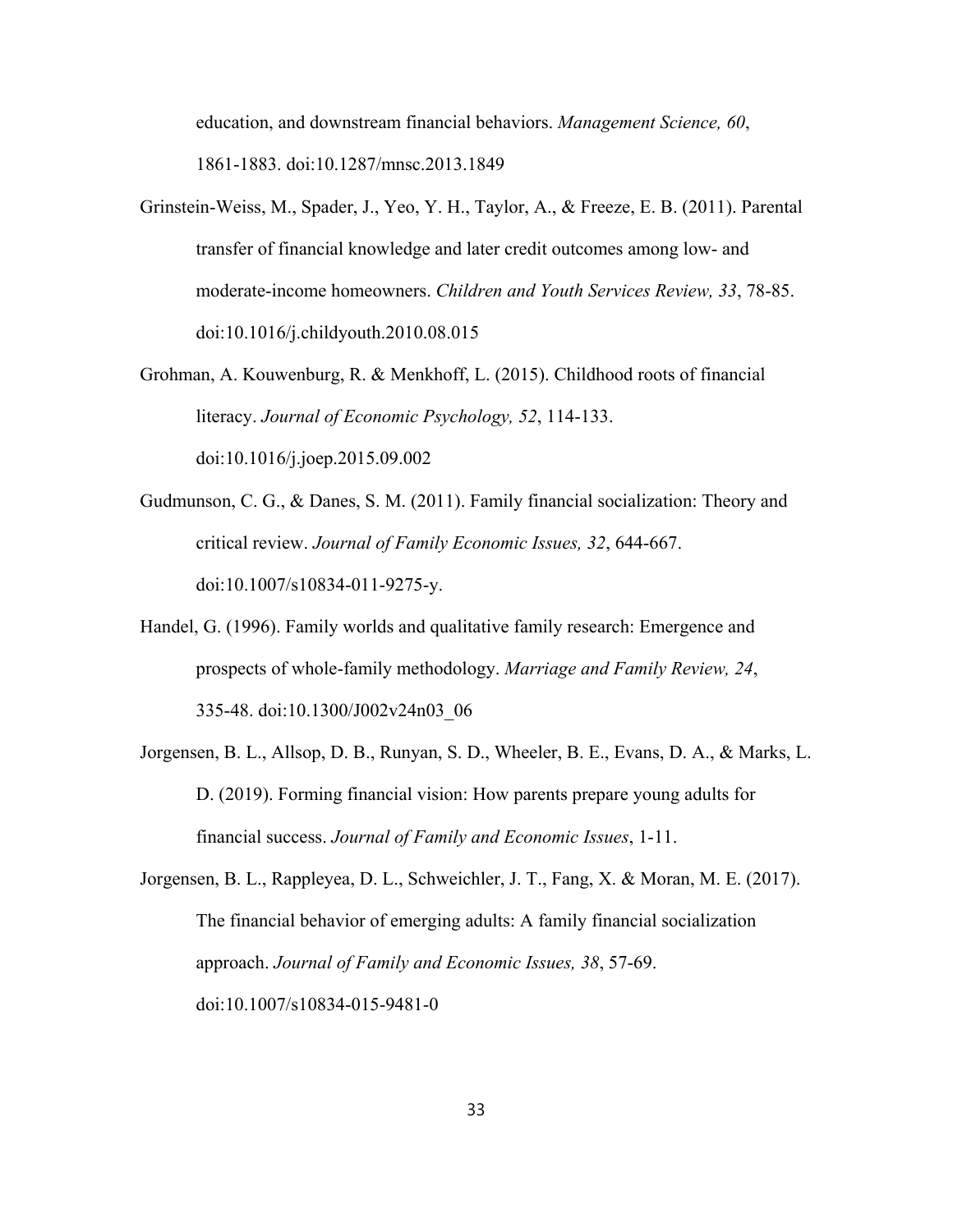education, and downstream financial behaviors. *Management Science, 60*, 1861-1883. doi:10.1287/mnsc.2013.1849

Grinstein-Weiss, M., Spader, J., Yeo, Y. H., Taylor, A., & Freeze, E. B. (2011). Parental transfer of financial knowledge and later credit outcomes among low- and moderate-income homeowners. *Children and Youth Services Review, 33*, 78-85. doi:10.1016/j.childyouth.2010.08.015

Grohman, A. Kouwenburg, R. & Menkhoff, L. (2015). Childhood roots of financial literacy. *Journal of Economic Psychology, 52*, 114-133. doi:10.1016/j.joep.2015.09.002

Gudmunson, C. G., & Danes, S. M. (2011). Family financial socialization: Theory and critical review. *Journal of Family Economic Issues, 32*, 644-667. doi:10.1007/s10834-011-9275-y.

Handel, G. (1996). Family worlds and qualitative family research: Emergence and prospects of whole-family methodology. *Marriage and Family Review, 24*, 335-48. doi:10.1300/J002v24n03_06

Jorgensen, B. L., Allsop, D. B., Runyan, S. D., Wheeler, B. E., Evans, D. A., & Marks, L. D. (2019). Forming financial vision: How parents prepare young adults for financial success. *Journal of Family and Economic Issues*, 1-11.

Jorgensen, B. L., Rappleyea, D. L., Schweichler, J. T., Fang, X. & Moran, M. E. (2017). The financial behavior of emerging adults: A family financial socialization approach. *Journal of Family and Economic Issues, 38*, 57-69. doi:10.1007/s10834-015-9481-0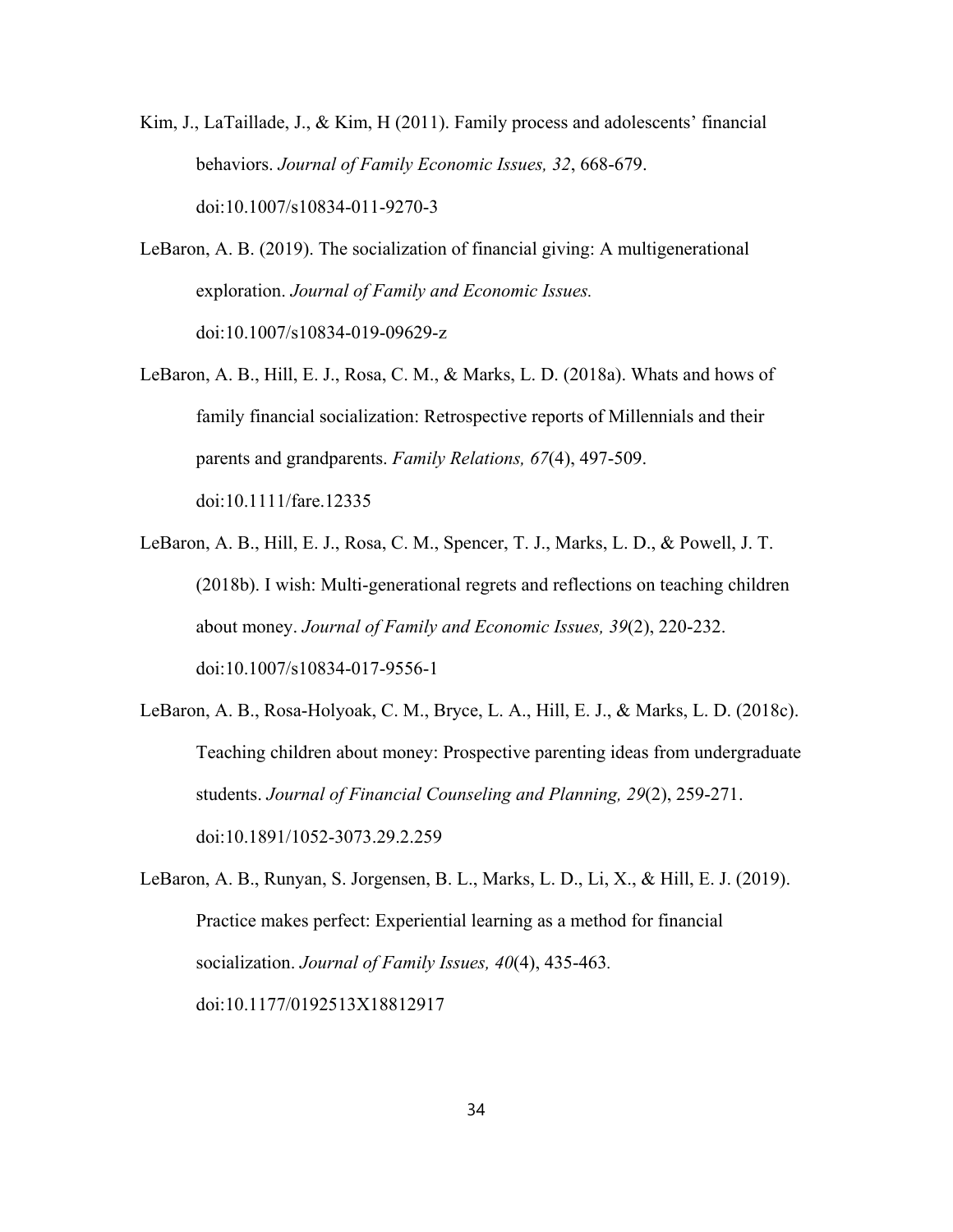Kim, J., LaTaillade, J., & Kim, H (2011). Family process and adolescents' financial behaviors. *Journal of Family Economic Issues, 32*, 668-679. doi:10.1007/s10834-011-9270-3

LeBaron, A. B. (2019). The socialization of financial giving: A multigenerational exploration. *Journal of Family and Economic Issues.* doi:10.1007/s10834-019-09629-z

LeBaron, A. B., Hill, E. J., Rosa, C. M., & Marks, L. D. (2018a). Whats and hows of family financial socialization: Retrospective reports of Millennials and their parents and grandparents. *Family Relations, 67*(4), 497-509. doi:10.1111/fare.12335

LeBaron, A. B., Hill, E. J., Rosa, C. M., Spencer, T. J., Marks, L. D., & Powell, J. T. (2018b). I wish: Multi-generational regrets and reflections on teaching children about money. *Journal of Family and Economic Issues, 39*(2), 220-232. doi:10.1007/s10834-017-9556-1

LeBaron, A. B., Rosa-Holyoak, C. M., Bryce, L. A., Hill, E. J., & Marks, L. D. (2018c). Teaching children about money: Prospective parenting ideas from undergraduate students. *Journal of Financial Counseling and Planning, 29*(2), 259-271. doi:10.1891/1052-3073.29.2.259

LeBaron, A. B., Runyan, S. Jorgensen, B. L., Marks, L. D., Li, X., & Hill, E. J. (2019). Practice makes perfect: Experiential learning as a method for financial socialization. *Journal of Family Issues, 40*(4), 435-463. doi:10.1177/0192513X18812917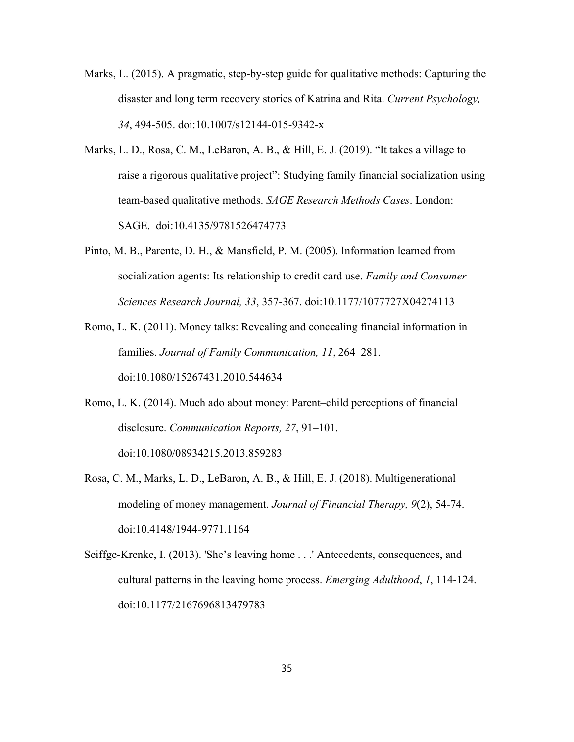Marks, L. (2015). A pragmatic, step-by-step guide for qualitative methods: Capturing the disaster and long term recovery stories of Katrina and Rita. *Current Psychology, 34*, 494-505. doi:10.1007/s12144-015-9342-x

Marks, L. D., Rosa, C. M., LeBaron, A. B., & Hill, E. J. (2019). “It takes a village to raise a rigorous qualitative project”: Studying family financial socialization using team-based qualitative methods. *SAGE Research Methods Cases*. London: SAGE. doi:10.4135/9781526474773

Pinto, M. B., Parente, D. H., & Mansfield, P. M. (2005). Information learned from socialization agents: Its relationship to credit card use. *Family and Consumer Sciences Research Journal, 33*, 357-367. doi:10.1177/1077727X04274113

Romo, L. K. (2011). Money talks: Revealing and concealing financial information in families. *Journal of Family Communication, 11*, 264–281. doi:10.1080/15267431.2010.544634

Romo, L. K. (2014). Much ado about money: Parent–child perceptions of financial disclosure. *Communication Reports, 27*, 91–101. doi:10.1080/08934215.2013.859283

Rosa, C. M., Marks, L. D., LeBaron, A. B., & Hill, E. J. (2018). Multigenerational modeling of money management. *Journal of Financial Therapy, 9*(2), 54-74. doi:10.4148/1944-9771.1164

Seiffge-Krenke, I. (2013). 'She’s leaving home . . .' Antecedents, consequences, and cultural patterns in the leaving home process. *Emerging Adulthood*, *1*, 114-124. doi:10.1177/2167696813479783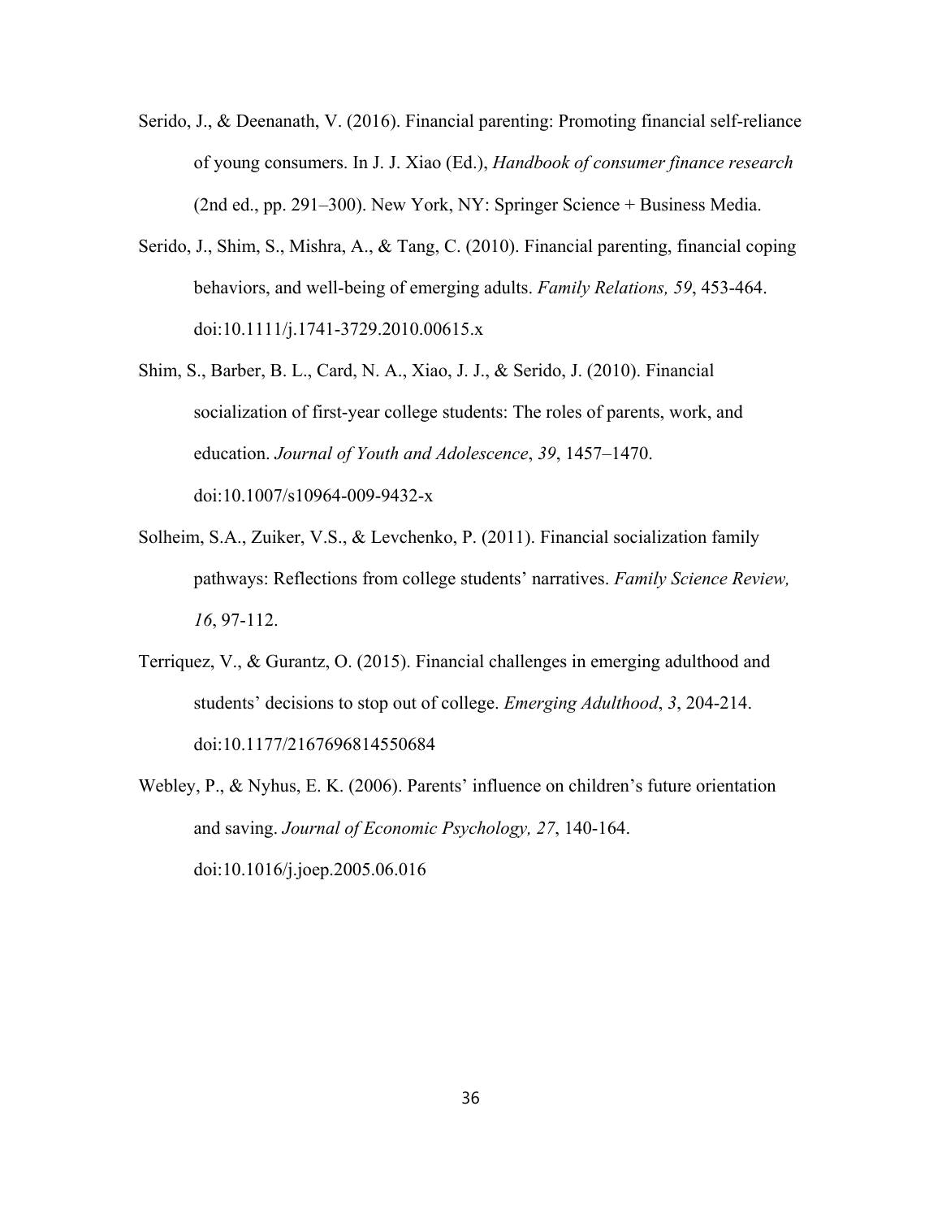Serido, J., & Deenanath, V. (2016). Financial parenting: Promoting financial self-reliance of young consumers. In J. J. Xiao (Ed.), *Handbook of consumer finance research* (2nd ed., pp. 291–300). New York, NY: Springer Science + Business Media.

Serido, J., Shim, S., Mishra, A., & Tang, C. (2010). Financial parenting, financial coping behaviors, and well-being of emerging adults. *Family Relations, 59*, 453-464. doi:10.1111/j.1741-3729.2010.00615.x

Shim, S., Barber, B. L., Card, N. A., Xiao, J. J., & Serido, J. (2010). Financial socialization of first-year college students: The roles of parents, work, and education. *Journal of Youth and Adolescence*, *39*, 1457–1470. doi:10.1007/s10964-009-9432-x

Solheim, S.A., Zuiker, V.S., & Levchenko, P. (2011). Financial socialization family pathways: Reflections from college students' narratives. *Family Science Review, 16*, 97-112.

Terriquez, V., & Gurantz, O. (2015). Financial challenges in emerging adulthood and students' decisions to stop out of college. *Emerging Adulthood*, *3*, 204-214. doi:10.1177/2167696814550684

Webley, P., & Nyhus, E. K. (2006). Parents' influence on children's future orientation and saving. *Journal of Economic Psychology, 27*, 140-164. doi:10.1016/j.joep.2005.06.016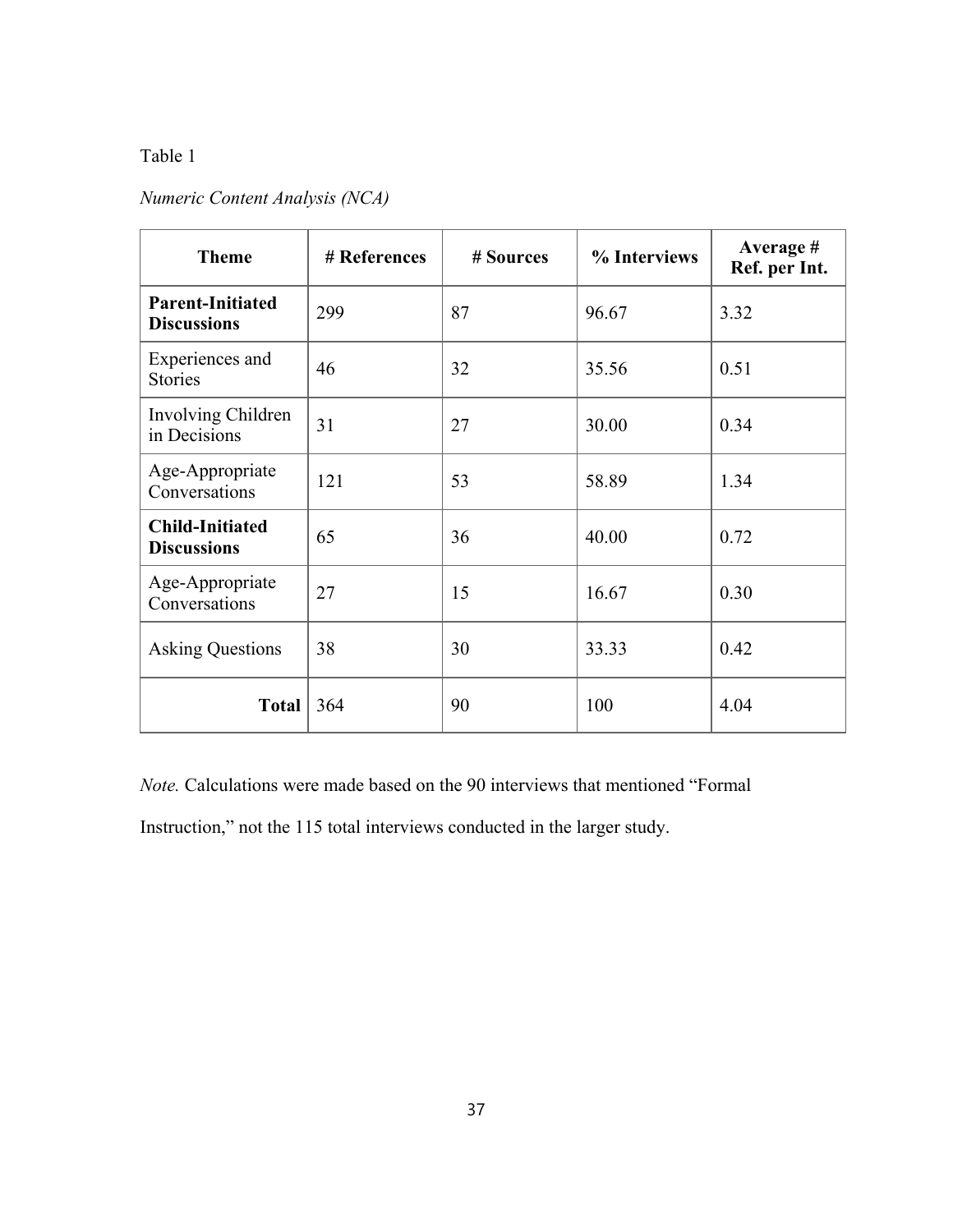Table 1

*Numeric Content Analysis (NCA)*

| Theme | # References | # Sources | % Interviews | Average # Ref. per Int. |
|---|---|---|---|---|
| **Parent-Initiated Discussions** | 299 | 87 | 96.67 | 3.32 |
| Experiences and Stories | 46 | 32 | 35.56 | 0.51 |
| Involving Children in Decisions | 31 | 27 | 30.00 | 0.34 |
| Age-Appropriate Conversations | 121 | 53 | 58.89 | 1.34 |
| **Child-Initiated Discussions** | 65 | 36 | 40.00 | 0.72 |
| Age-Appropriate Conversations | 27 | 15 | 16.67 | 0.30 |
| Asking Questions | 38 | 30 | 33.33 | 0.42 |
| **Total** | 364 | 90 | 100 | 4.04 |

*Note.* Calculations were made based on the 90 interviews that mentioned "Formal Instruction," not the 115 total interviews conducted in the larger study.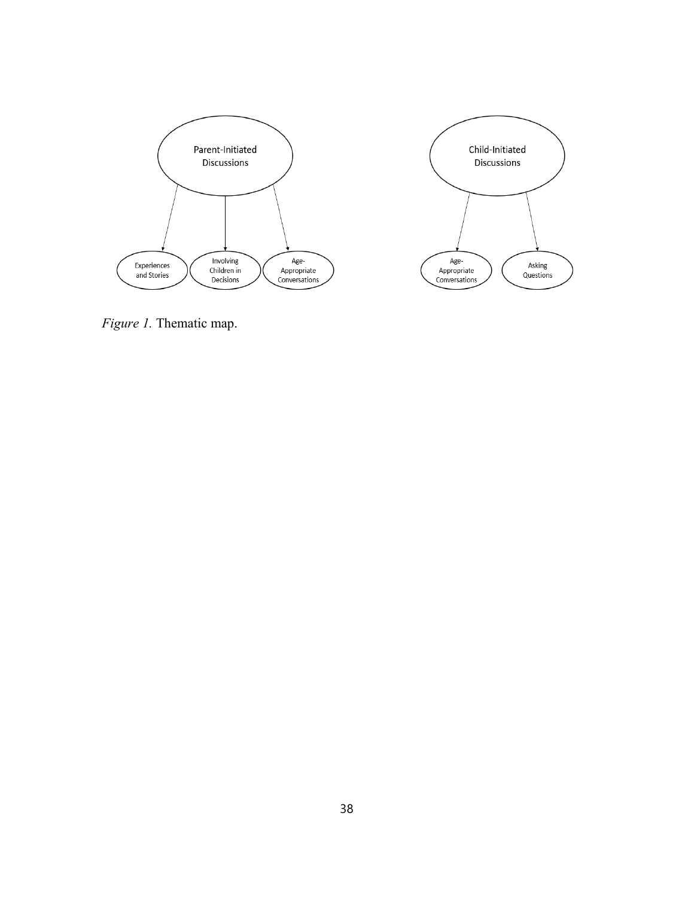Parent-Initiated Discussions

Experiences and Stories

Involving Children in Decisions

Age-Appropriate Conversations

Child-Initiated Discussions

Age-Appropriate Conversations

Asking Questions

*Figure 1.* Thematic map.